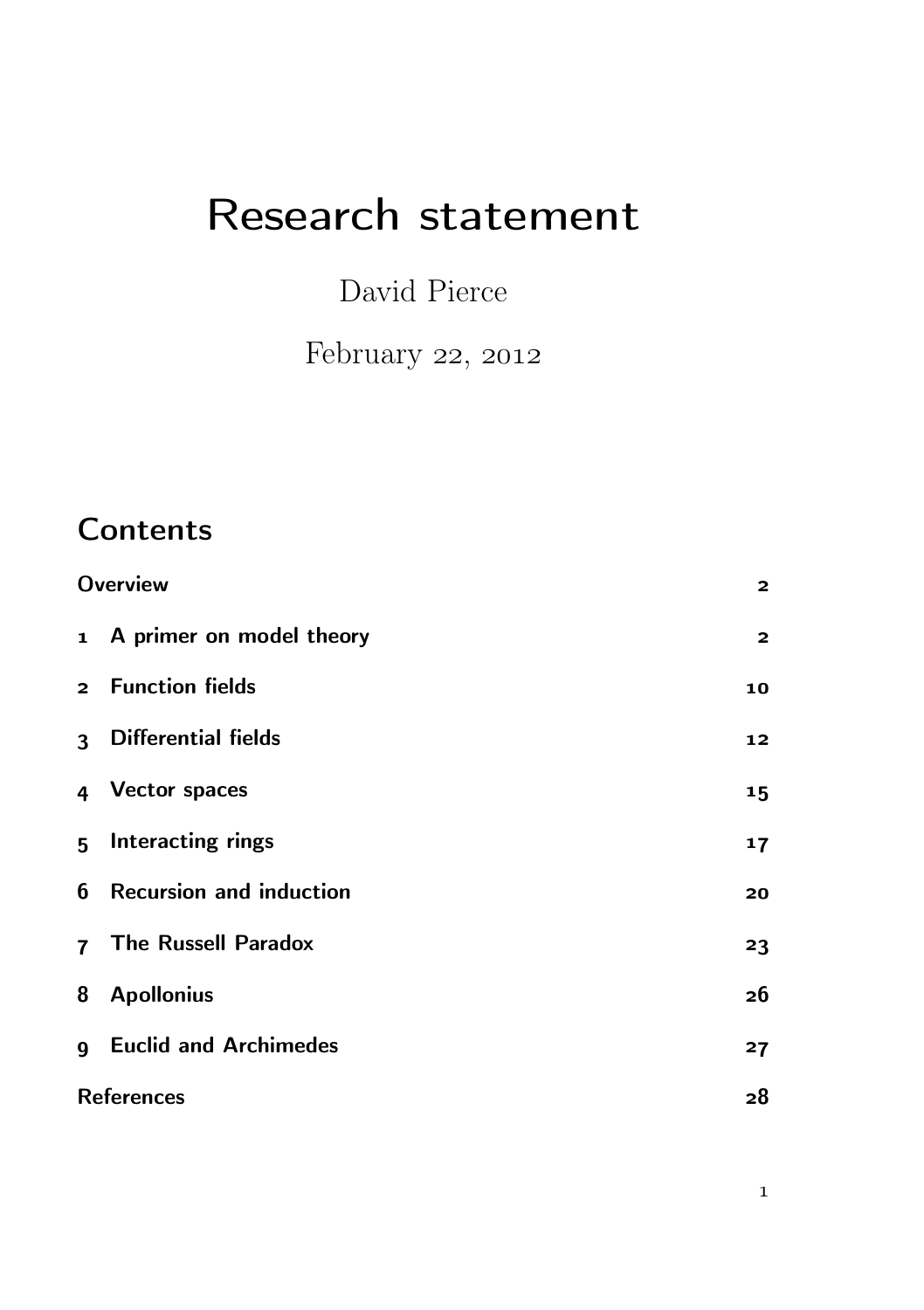# Research statement

David Pierce

February 22, 2012

## Contents

| | | |
|---|---|---|
| | Overview | 2 |
| 1 | A primer on model theory | 2 |
| 2 | Function fields | 10 |
| 3 | Differential fields | 12 |
| 4 | Vector spaces | 15 |
| 5 | Interacting rings | 17 |
| 6 | Recursion and induction | 20 |
| 7 | The Russell Paradox | 23 |
| 8 | Apollonius | 26 |
| 9 | Euclid and Archimedes | 27 |
| | References | 28 |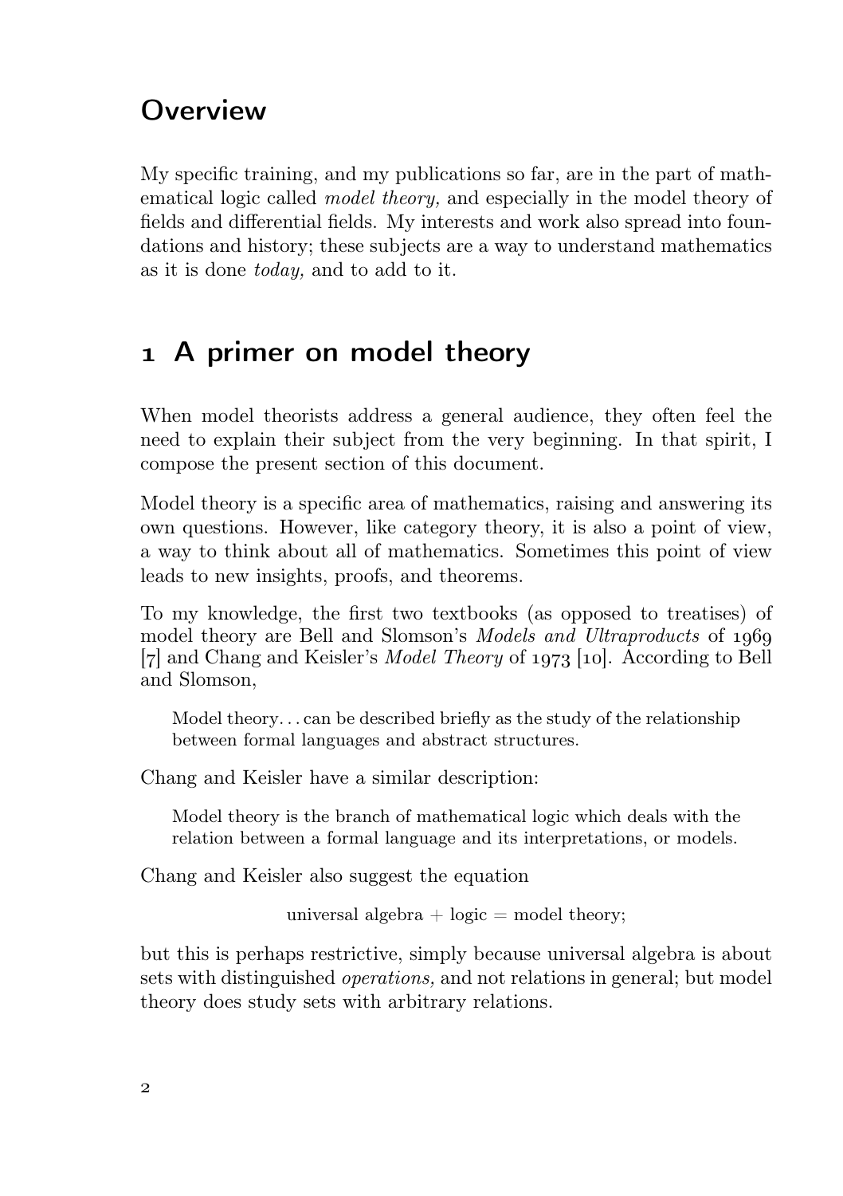## Overview

My specific training, and my publications so far, are in the part of mathematical logic called *model theory,* and especially in the model theory of fields and differential fields. My interests and work also spread into foundations and history; these subjects are a way to understand mathematics as it is done *today,* and to add to it.

## 1 A primer on model theory

When model theorists address a general audience, they often feel the need to explain their subject from the very beginning. In that spirit, I compose the present section of this document.

Model theory is a specific area of mathematics, raising and answering its own questions. However, like category theory, it is also a point of view, a way to think about all of mathematics. Sometimes this point of view leads to new insights, proofs, and theorems.

To my knowledge, the first two textbooks (as opposed to treatises) of model theory are Bell and Slomson's *Models and Ultraproducts* of 1969 [7] and Chang and Keisler's *Model Theory* of 1973 [10]. According to Bell and Slomson,

> Model theory... can be described briefly as the study of the relationship between formal languages and abstract structures.

Chang and Keisler have a similar description:

> Model theory is the branch of mathematical logic which deals with the relation between a formal language and its interpretations, or models.

Chang and Keisler also suggest the equation

$$\text{universal algebra} + \text{logic} = \text{model theory};$$

but this is perhaps restrictive, simply because universal algebra is about sets with distinguished *operations,* and not relations in general; but model theory does study sets with arbitrary relations.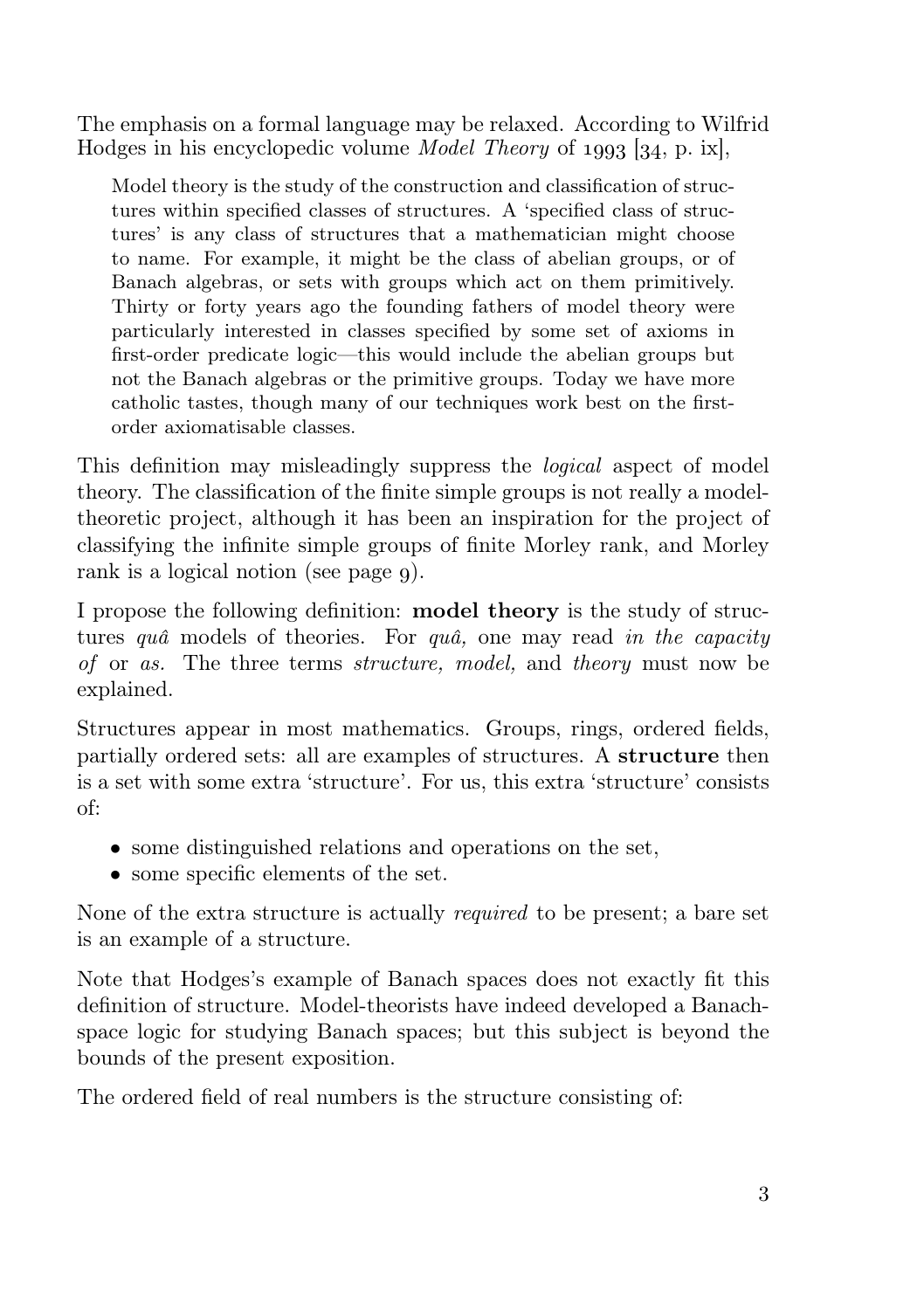The emphasis on a formal language may be relaxed. According to Wilfrid Hodges in his encyclopedic volume *Model Theory* of 1993 [34, p. ix],

> Model theory is the study of the construction and classification of structures within specified classes of structures. A 'specified class of structures' is any class of structures that a mathematician might choose to name. For example, it might be the class of abelian groups, or of Banach algebras, or sets with groups which act on them primitively. Thirty or forty years ago the founding fathers of model theory were particularly interested in classes specified by some set of axioms in first-order predicate logic—this would include the abelian groups but not the Banach algebras or the primitive groups. Today we have more catholic tastes, though many of our techniques work best on the first-order axiomatisable classes.

This definition may misleadingly suppress the *logical* aspect of model theory. The classification of the finite simple groups is not really a model-theoretic project, although it has been an inspiration for the project of classifying the infinite simple groups of finite Morley rank, and Morley rank is a logical notion (see page 9).

I propose the following definition: **model theory** is the study of structures *quâ* models of theories. For *quâ,* one may read *in the capacity of* or *as.* The three terms *structure, model,* and *theory* must now be explained.

Structures appear in most mathematics. Groups, rings, ordered fields, partially ordered sets: all are examples of structures. A **structure** then is a set with some extra 'structure'. For us, this extra 'structure' consists of:

- some distinguished relations and operations on the set,
- some specific elements of the set.

None of the extra structure is actually *required* to be present; a bare set is an example of a structure.

Note that Hodges's example of Banach spaces does not exactly fit this definition of structure. Model-theorists have indeed developed a Banach-space logic for studying Banach spaces; but this subject is beyond the bounds of the present exposition.

The ordered field of real numbers is the structure consisting of: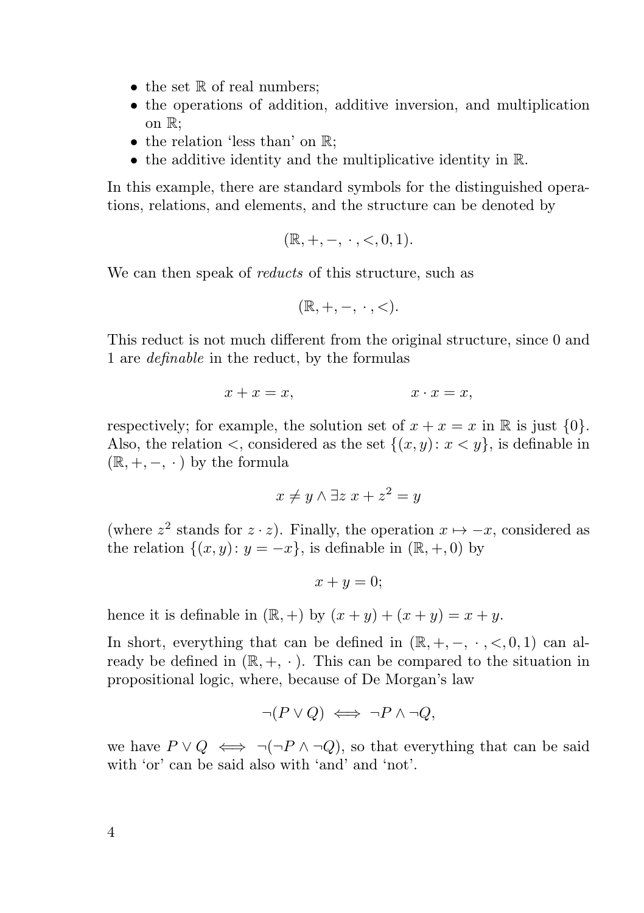- the set $\mathbb{R}$ of real numbers;
- the operations of addition, additive inversion, and multiplication on $\mathbb{R}$;
- the relation 'less than' on $\mathbb{R}$;
- the additive identity and the multiplicative identity in $\mathbb{R}$.

In this example, there are standard symbols for the distinguished operations, relations, and elements, and the structure can be denoted by

$$(\mathbb{R}, +, -, \cdot, <, 0, 1).$$

We can then speak of *reducts* of this structure, such as

$$(\mathbb{R}, +, -, \cdot, <).$$

This reduct is not much different from the original structure, since 0 and 1 are *definable* in the reduct, by the formulas

$$x + x = x, \qquad\qquad x \cdot x = x,$$

respectively; for example, the solution set of $x + x = x$ in $\mathbb{R}$ is just $\{0\}$. Also, the relation $<$, considered as the set $\{(x, y) \colon x < y\}$, is definable in $(\mathbb{R}, +, -, \cdot)$ by the formula

$$x \neq y \land \exists z\ x + z^2 = y$$

(where $z^2$ stands for $z \cdot z$). Finally, the operation $x \mapsto -x$, considered as the relation $\{(x, y) \colon y = -x\}$, is definable in $(\mathbb{R}, +, 0)$ by

$$x + y = 0;$$

hence it is definable in $(\mathbb{R}, +)$ by $(x + y) + (x + y) = x + y$.

In short, everything that can be defined in $(\mathbb{R}, +, -, \cdot, <, 0, 1)$ can already be defined in $(\mathbb{R}, +, \cdot)$. This can be compared to the situation in propositional logic, where, because of De Morgan's law

$$\neg(P \lor Q) \iff \neg P \land \neg Q,$$

we have $P \lor Q \iff \neg(\neg P \land \neg Q)$, so that everything that can be said with 'or' can be said also with 'and' and 'not'.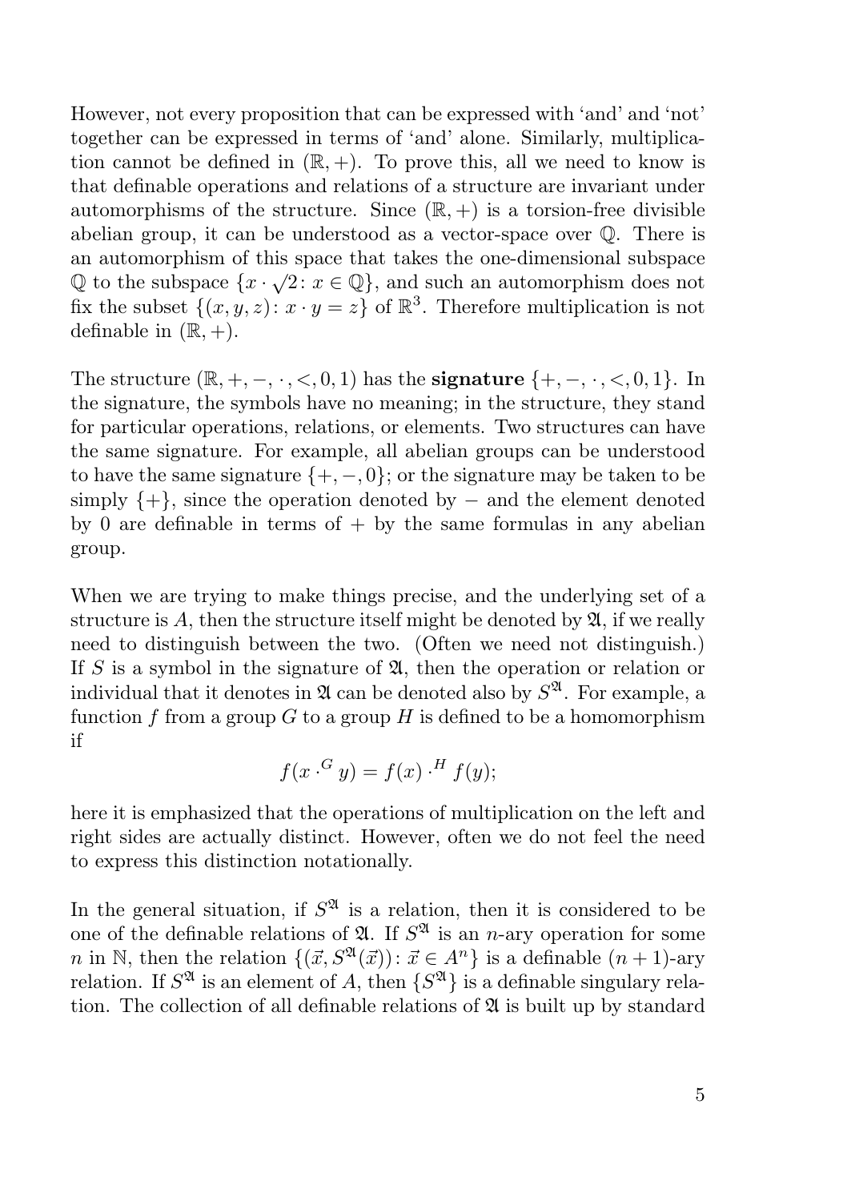However, not every proposition that can be expressed with 'and' and 'not' together can be expressed in terms of 'and' alone. Similarly, multiplication cannot be defined in $(\mathbb{R}, +)$. To prove this, all we need to know is that definable operations and relations of a structure are invariant under automorphisms of the structure. Since $(\mathbb{R}, +)$ is a torsion-free divisible abelian group, it can be understood as a vector-space over $\mathbb{Q}$. There is an automorphism of this space that takes the one-dimensional subspace $\mathbb{Q}$ to the subspace $\{x \cdot \sqrt{2} \colon x \in \mathbb{Q}\}$, and such an automorphism does not fix the subset $\{(x, y, z) \colon x \cdot y = z\}$ of $\mathbb{R}^3$. Therefore multiplication is not definable in $(\mathbb{R}, +)$.

The structure $(\mathbb{R}, +, -, \cdot, <, 0, 1)$ has the **signature** $\{+, -, \cdot, <, 0, 1\}$. In the signature, the symbols have no meaning; in the structure, they stand for particular operations, relations, or elements. Two structures can have the same signature. For example, all abelian groups can be understood to have the same signature $\{+, -, 0\}$; or the signature may be taken to be simply $\{+\}$, since the operation denoted by $-$ and the element denoted by $0$ are definable in terms of $+$ by the same formulas in any abelian group.

When we are trying to make things precise, and the underlying set of a structure is $A$, then the structure itself might be denoted by $\mathfrak{A}$, if we really need to distinguish between the two. (Often we need not distinguish.) If $S$ is a symbol in the signature of $\mathfrak{A}$, then the operation or relation or individual that it denotes in $\mathfrak{A}$ can be denoted also by $S^{\mathfrak{A}}$. For example, a function $f$ from a group $G$ to a group $H$ is defined to be a homomorphism if

$$f(x \cdot^G y) = f(x) \cdot^H f(y);$$

here it is emphasized that the operations of multiplication on the left and right sides are actually distinct. However, often we do not feel the need to express this distinction notationally.

In the general situation, if $S^{\mathfrak{A}}$ is a relation, then it is considered to be one of the definable relations of $\mathfrak{A}$. If $S^{\mathfrak{A}}$ is an $n$-ary operation for some $n$ in $\mathbb{N}$, then the relation $\{(\vec{x}, S^{\mathfrak{A}}(\vec{x})) \colon \vec{x} \in A^n\}$ is a definable $(n+1)$-ary relation. If $S^{\mathfrak{A}}$ is an element of $A$, then $\{S^{\mathfrak{A}}\}$ is a definable singulary relation. The collection of all definable relations of $\mathfrak{A}$ is built up by standard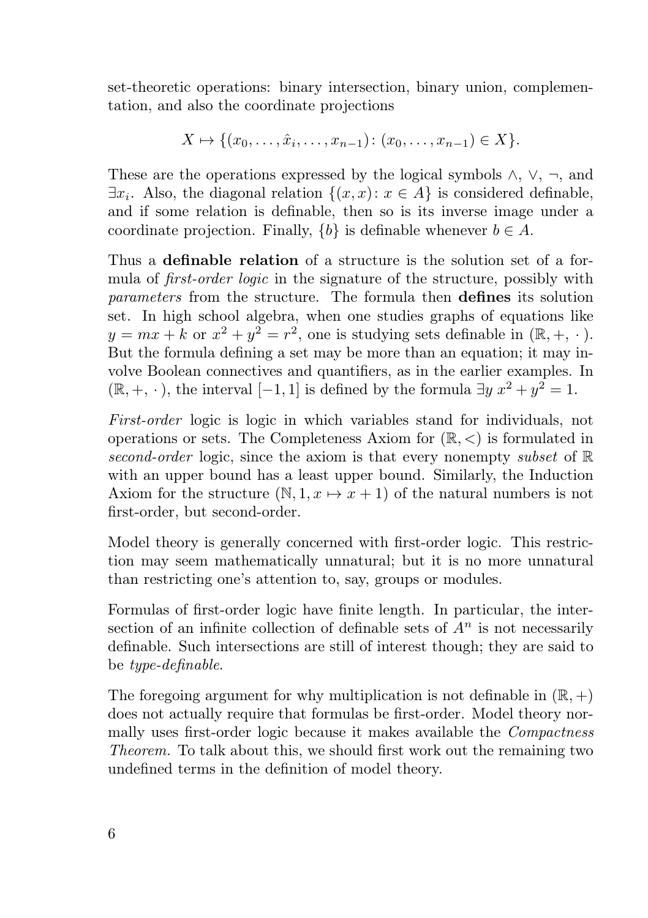set-theoretic operations: binary intersection, binary union, complementation, and also the coordinate projections

$$X \mapsto \{(x_0, \dots, \hat{x}_i, \dots, x_{n-1})\colon (x_0, \dots, x_{n-1}) \in X\}.$$

These are the operations expressed by the logical symbols $\wedge$, $\vee$, $\neg$, and $\exists x_i$. Also, the diagonal relation $\{(x, x)\colon x \in A\}$ is considered definable, and if some relation is definable, then so is its inverse image under a coordinate projection. Finally, $\{b\}$ is definable whenever $b \in A$.

Thus a **definable relation** of a structure is the solution set of a formula of *first-order logic* in the signature of the structure, possibly with *parameters* from the structure. The formula then **defines** its solution set. In high school algebra, when one studies graphs of equations like $y = mx + k$ or $x^2 + y^2 = r^2$, one is studying sets definable in $(\mathbb{R}, +, \cdot\,)$. But the formula defining a set may be more than an equation; it may involve Boolean connectives and quantifiers, as in the earlier examples. In $(\mathbb{R}, +, \cdot\,)$, the interval $[-1, 1]$ is defined by the formula $\exists y\ x^2 + y^2 = 1$.

*First-order* logic is logic in which variables stand for individuals, not operations or sets. The Completeness Axiom for $(\mathbb{R}, <)$ is formulated in *second-order* logic, since the axiom is that every nonempty *subset* of $\mathbb{R}$ with an upper bound has a least upper bound. Similarly, the Induction Axiom for the structure $(\mathbb{N}, 1, x \mapsto x + 1)$ of the natural numbers is not first-order, but second-order.

Model theory is generally concerned with first-order logic. This restriction may seem mathematically unnatural; but it is no more unnatural than restricting one's attention to, say, groups or modules.

Formulas of first-order logic have finite length. In particular, the intersection of an infinite collection of definable sets of $A^n$ is not necessarily definable. Such intersections are still of interest though; they are said to be *type-definable*.

The foregoing argument for why multiplication is not definable in $(\mathbb{R}, +)$ does not actually require that formulas be first-order. Model theory normally uses first-order logic because it makes available the *Compactness Theorem.* To talk about this, we should first work out the remaining two undefined terms in the definition of model theory.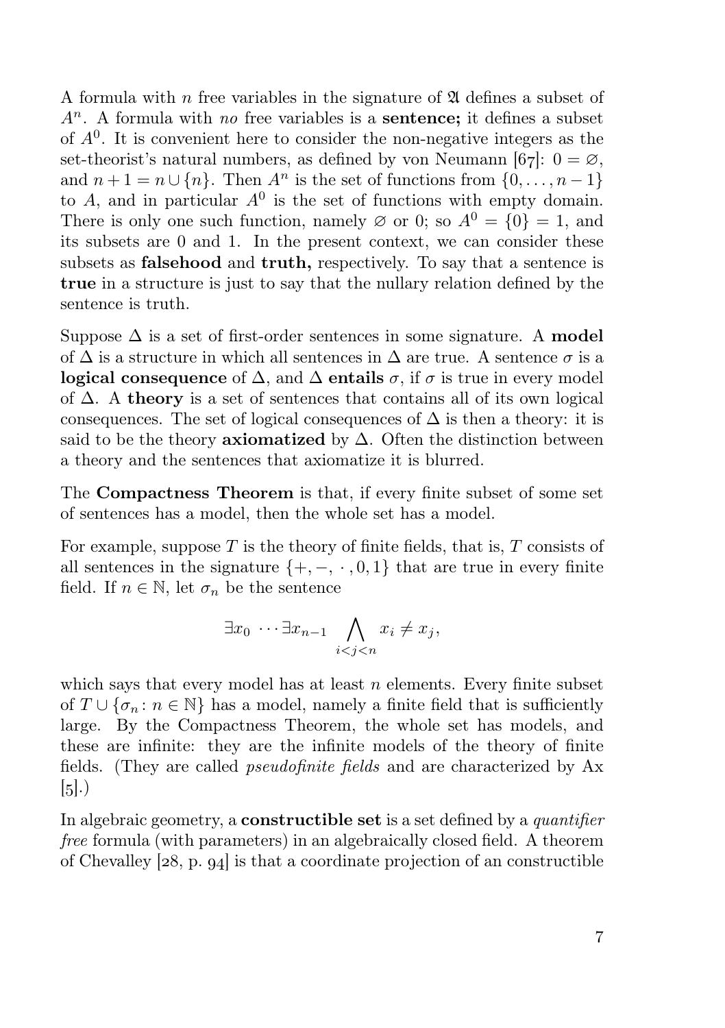A formula with $n$ free variables in the signature of $\mathfrak{A}$ defines a subset of $A^n$. A formula with *no* free variables is a **sentence;** it defines a subset of $A^0$. It is convenient here to consider the non-negative integers as the set-theorist's natural numbers, as defined by von Neumann [67]: $0 = \varnothing$, and $n+1 = n \cup \{n\}$. Then $A^n$ is the set of functions from $\{0, \dots, n-1\}$ to $A$, and in particular $A^0$ is the set of functions with empty domain. There is only one such function, namely $\varnothing$ or 0; so $A^0 = \{0\} = 1$, and its subsets are 0 and 1. In the present context, we can consider these subsets as **falsehood** and **truth,** respectively. To say that a sentence is **true** in a structure is just to say that the nullary relation defined by the sentence is truth.

Suppose $\Delta$ is a set of first-order sentences in some signature. A **model** of $\Delta$ is a structure in which all sentences in $\Delta$ are true. A sentence $\sigma$ is a **logical consequence** of $\Delta$, and $\Delta$ **entails** $\sigma$, if $\sigma$ is true in every model of $\Delta$. A **theory** is a set of sentences that contains all of its own logical consequences. The set of logical consequences of $\Delta$ is then a theory: it is said to be the theory **axiomatized** by $\Delta$. Often the distinction between a theory and the sentences that axiomatize it is blurred.

The **Compactness Theorem** is that, if every finite subset of some set of sentences has a model, then the whole set has a model.

For example, suppose $T$ is the theory of finite fields, that is, $T$ consists of all sentences in the signature $\{+, -, \cdot, 0, 1\}$ that are true in every finite field. If $n \in \mathbb{N}$, let $\sigma_n$ be the sentence

$$\exists x_0 \cdots \exists x_{n-1} \bigwedge_{i<j<n} x_i \neq x_j,$$

which says that every model has at least $n$ elements. Every finite subset of $T \cup \{\sigma_n : n \in \mathbb{N}\}$ has a model, namely a finite field that is sufficiently large. By the Compactness Theorem, the whole set has models, and these are infinite: they are the infinite models of the theory of finite fields. (They are called *pseudofinite fields* and are characterized by Ax [5].)

In algebraic geometry, a **constructible set** is a set defined by a *quantifier free* formula (with parameters) in an algebraically closed field. A theorem of Chevalley [28, p. 94] is that a coordinate projection of an constructible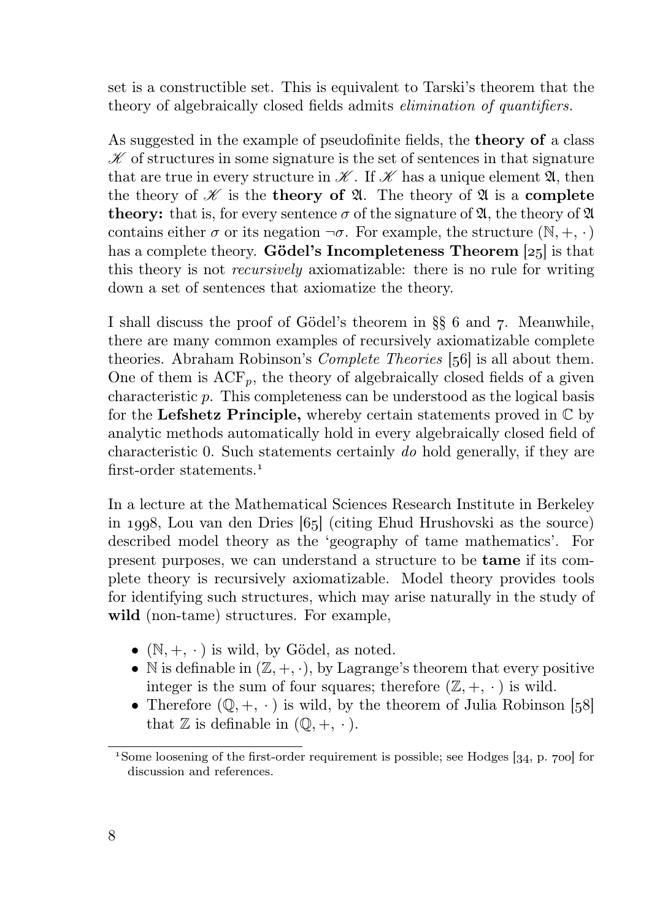set is a constructible set. This is equivalent to Tarski's theorem that the theory of algebraically closed fields admits *elimination of quantifiers.*

As suggested in the example of pseudofinite fields, the **theory of** a class $\mathscr{K}$ of structures in some signature is the set of sentences in that signature that are true in every structure in $\mathscr{K}$. If $\mathscr{K}$ has a unique element $\mathfrak{A}$, then the theory of $\mathscr{K}$ is the **theory of** $\mathfrak{A}$. The theory of $\mathfrak{A}$ is a **complete theory:** that is, for every sentence $\sigma$ of the signature of $\mathfrak{A}$, the theory of $\mathfrak{A}$ contains either $\sigma$ or its negation $\neg\sigma$. For example, the structure $(\mathbb{N}, +, \cdot)$ has a complete theory. **Gödel's Incompleteness Theorem** [25] is that this theory is not *recursively* axiomatizable: there is no rule for writing down a set of sentences that axiomatize the theory.

I shall discuss the proof of Gödel's theorem in §§ 6 and 7. Meanwhile, there are many common examples of recursively axiomatizable complete theories. Abraham Robinson's *Complete Theories* [56] is all about them. One of them is $\mathrm{ACF}_p$, the theory of algebraically closed fields of a given characteristic $p$. This completeness can be understood as the logical basis for the **Lefshetz Principle,** whereby certain statements proved in $\mathbb{C}$ by analytic methods automatically hold in every algebraically closed field of characteristic 0. Such statements certainly *do* hold generally, if they are first-order statements.[1]

In a lecture at the Mathematical Sciences Research Institute in Berkeley in 1998, Lou van den Dries [65] (citing Ehud Hrushovski as the source) described model theory as the 'geography of tame mathematics'. For present purposes, we can understand a structure to be **tame** if its complete theory is recursively axiomatizable. Model theory provides tools for identifying such structures, which may arise naturally in the study of **wild** (non-tame) structures. For example,

- $(\mathbb{N}, +, \cdot)$ is wild, by Gödel, as noted.
- $\mathbb{N}$ is definable in $(\mathbb{Z}, +, \cdot)$, by Lagrange's theorem that every positive integer is the sum of four squares; therefore $(\mathbb{Z}, +, \cdot)$ is wild.
- Therefore $(\mathbb{Q}, +, \cdot)$ is wild, by the theorem of Julia Robinson [58] that $\mathbb{Z}$ is definable in $(\mathbb{Q}, +, \cdot)$.

[1] Some loosening of the first-order requirement is possible; see Hodges [34, p. 700] for discussion and references.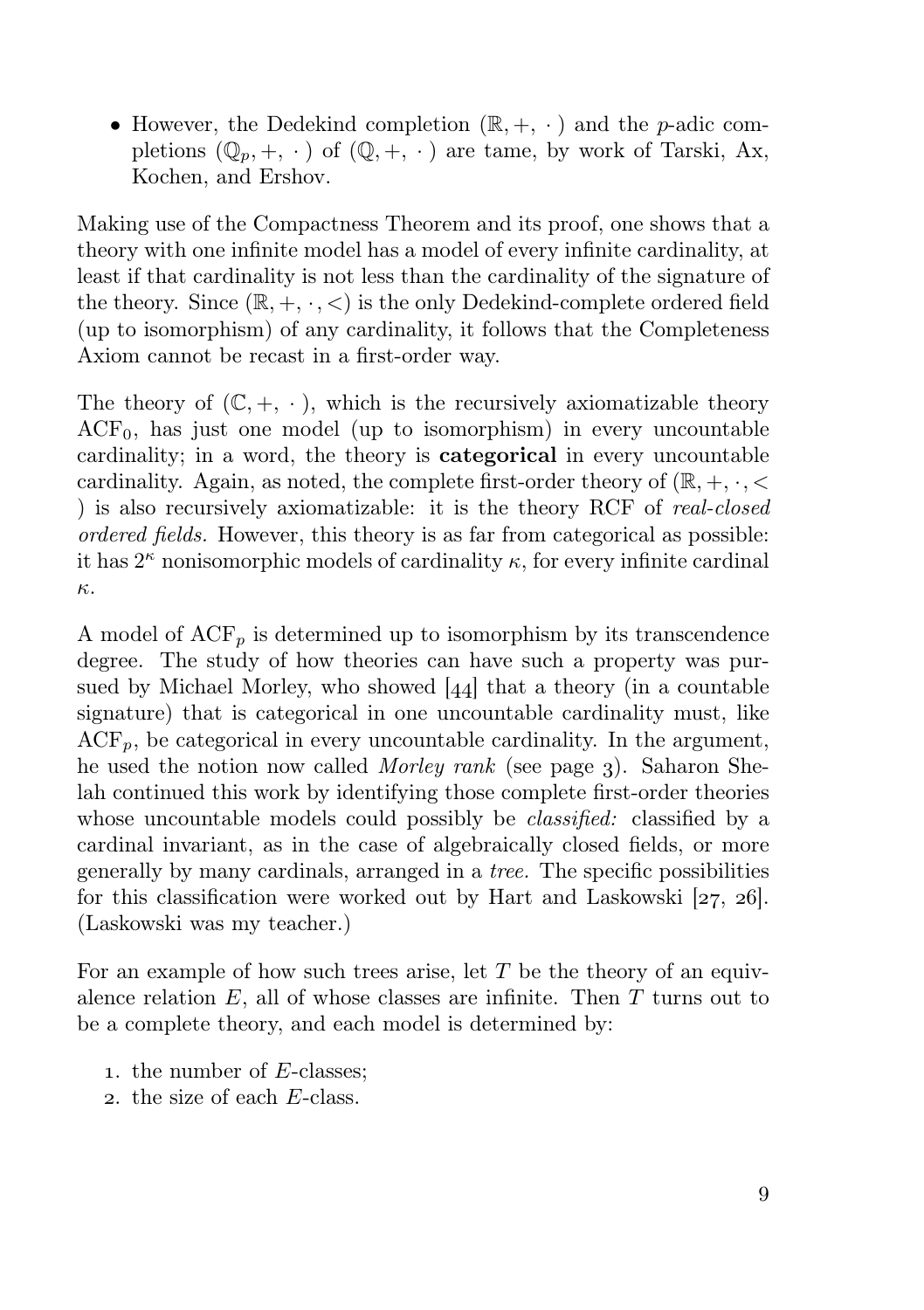- However, the Dedekind completion $(\mathbb{R}, +, \cdot)$ and the $p$-adic completions $(\mathbb{Q}_p, +, \cdot)$ of $(\mathbb{Q}, +, \cdot)$ are tame, by work of Tarski, Ax, Kochen, and Ershov.

Making use of the Compactness Theorem and its proof, one shows that a theory with one infinite model has a model of every infinite cardinality, at least if that cardinality is not less than the cardinality of the signature of the theory. Since $(\mathbb{R}, +, \cdot, <)$ is the only Dedekind-complete ordered field (up to isomorphism) of any cardinality, it follows that the Completeness Axiom cannot be recast in a first-order way.

The theory of $(\mathbb{C}, +, \cdot)$, which is the recursively axiomatizable theory $\mathrm{ACF}_0$, has just one model (up to isomorphism) in every uncountable cardinality; in a word, the theory is **categorical** in every uncountable cardinality. Again, as noted, the complete first-order theory of $(\mathbb{R}, +, \cdot, <)$ is also recursively axiomatizable: it is the theory RCF of *real-closed ordered fields.* However, this theory is as far from categorical as possible: it has $2^\kappa$ nonisomorphic models of cardinality $\kappa$, for every infinite cardinal $\kappa$.

A model of $\mathrm{ACF}_p$ is determined up to isomorphism by its transcendence degree. The study of how theories can have such a property was pursued by Michael Morley, who showed [44] that a theory (in a countable signature) that is categorical in one uncountable cardinality must, like $\mathrm{ACF}_p$, be categorical in every uncountable cardinality. In the argument, he used the notion now called *Morley rank* (see page 3). Saharon Shelah continued this work by identifying those complete first-order theories whose uncountable models could possibly be *classified:* classified by a cardinal invariant, as in the case of algebraically closed fields, or more generally by many cardinals, arranged in a *tree.* The specific possibilities for this classification were worked out by Hart and Laskowski [27, 26]. (Laskowski was my teacher.)

For an example of how such trees arise, let $T$ be the theory of an equivalence relation $E$, all of whose classes are infinite. Then $T$ turns out to be a complete theory, and each model is determined by:

1. the number of $E$-classes;
2. the size of each $E$-class.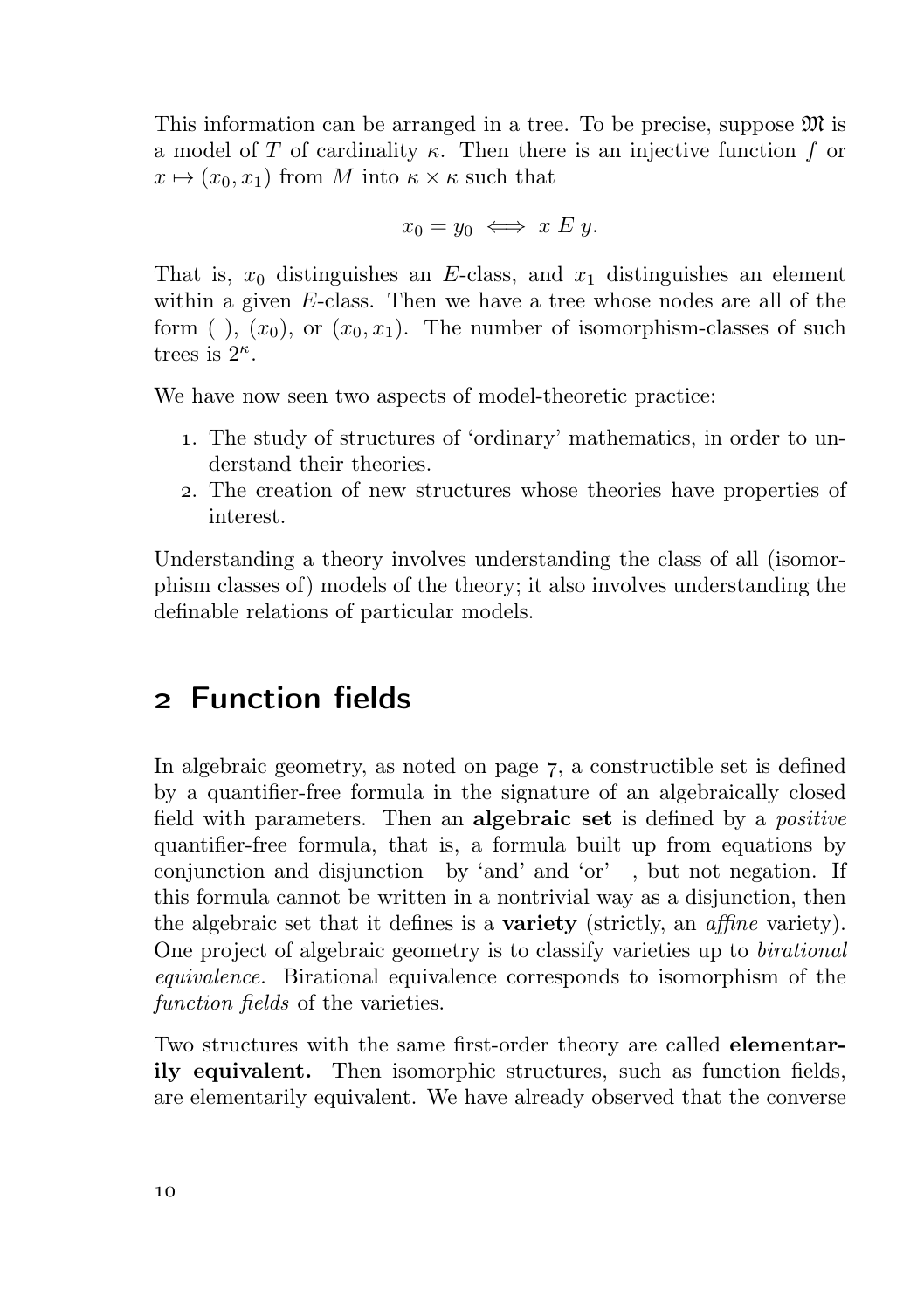This information can be arranged in a tree. To be precise, suppose $\mathfrak{M}$ is a model of $T$ of cardinality $\kappa$. Then there is an injective function $f$ or $x \mapsto (x_0, x_1)$ from $M$ into $\kappa \times \kappa$ such that

$$x_0 = y_0 \iff x \mathrel{E} y.$$

That is, $x_0$ distinguishes an $E$-class, and $x_1$ distinguishes an element within a given $E$-class. Then we have a tree whose nodes are all of the form $(\ )$, $(x_0)$, or $(x_0, x_1)$. The number of isomorphism-classes of such trees is $2^\kappa$.

We have now seen two aspects of model-theoretic practice:

1. The study of structures of 'ordinary' mathematics, in order to understand their theories.
2. The creation of new structures whose theories have properties of interest.

Understanding a theory involves understanding the class of all (isomorphism classes of) models of the theory; it also involves understanding the definable relations of particular models.

## 2 Function fields

In algebraic geometry, as noted on page 7, a constructible set is defined by a quantifier-free formula in the signature of an algebraically closed field with parameters. Then an **algebraic set** is defined by a *positive* quantifier-free formula, that is, a formula built up from equations by conjunction and disjunction—by 'and' and 'or'—, but not negation. If this formula cannot be written in a nontrivial way as a disjunction, then the algebraic set that it defines is a **variety** (strictly, an *affine* variety). One project of algebraic geometry is to classify varieties up to *birational equivalence.* Birational equivalence corresponds to isomorphism of the *function fields* of the varieties.

Two structures with the same first-order theory are called **elementarily equivalent.** Then isomorphic structures, such as function fields, are elementarily equivalent. We have already observed that the converse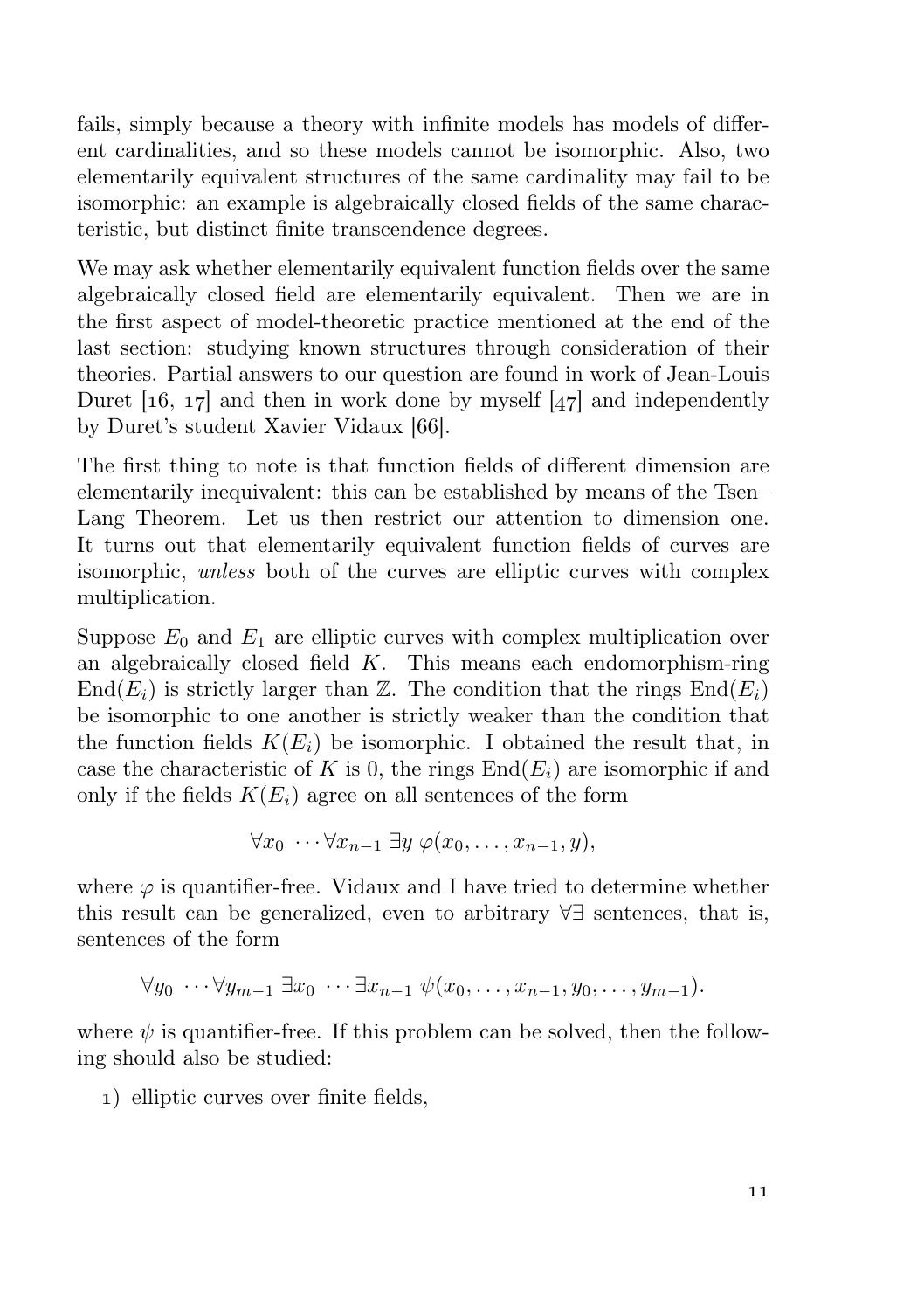fails, simply because a theory with infinite models has models of different cardinalities, and so these models cannot be isomorphic. Also, two elementarily equivalent structures of the same cardinality may fail to be isomorphic: an example is algebraically closed fields of the same characteristic, but distinct finite transcendence degrees.

We may ask whether elementarily equivalent function fields over the same algebraically closed field are elementarily equivalent. Then we are in the first aspect of model-theoretic practice mentioned at the end of the last section: studying known structures through consideration of their theories. Partial answers to our question are found in work of Jean-Louis Duret [16, 17] and then in work done by myself [47] and independently by Duret's student Xavier Vidaux [66].

The first thing to note is that function fields of different dimension are elementarily inequivalent: this can be established by means of the Tsen–Lang Theorem. Let us then restrict our attention to dimension one. It turns out that elementarily equivalent function fields of curves are isomorphic, *unless* both of the curves are elliptic curves with complex multiplication.

Suppose $E_0$ and $E_1$ are elliptic curves with complex multiplication over an algebraically closed field $K$. This means each endomorphism-ring $\mathrm{End}(E_i)$ is strictly larger than $\mathbb{Z}$. The condition that the rings $\mathrm{End}(E_i)$ be isomorphic to one another is strictly weaker than the condition that the function fields $K(E_i)$ be isomorphic. I obtained the result that, in case the characteristic of $K$ is 0, the rings $\mathrm{End}(E_i)$ are isomorphic if and only if the fields $K(E_i)$ agree on all sentences of the form

$$\forall x_0 \ \cdots \forall x_{n-1} \ \exists y \ \varphi(x_0, \dots, x_{n-1}, y),$$

where $\varphi$ is quantifier-free. Vidaux and I have tried to determine whether this result can be generalized, even to arbitrary $\forall\exists$ sentences, that is, sentences of the form

$$\forall y_0 \ \cdots \forall y_{m-1} \ \exists x_0 \ \cdots \exists x_{n-1} \ \psi(x_0, \dots, x_{n-1}, y_0, \dots, y_{m-1}).$$

where $\psi$ is quantifier-free. If this problem can be solved, then the following should also be studied:

1) elliptic curves over finite fields,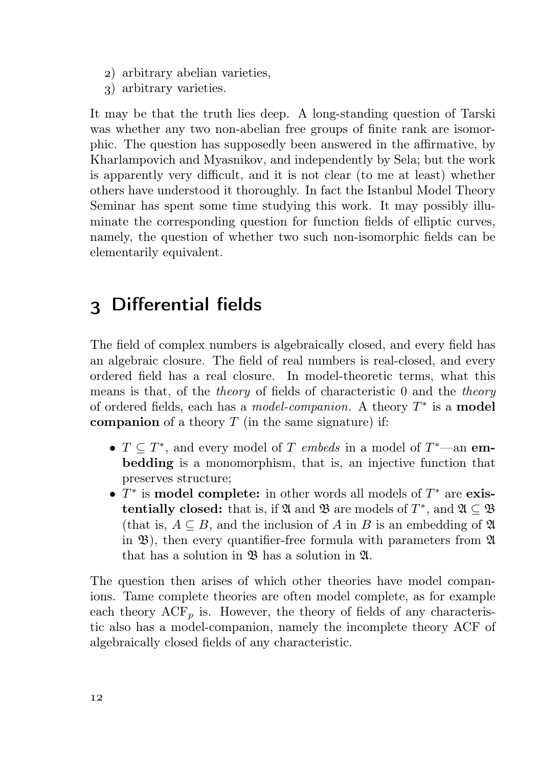2) arbitrary abelian varieties,
3) arbitrary varieties.

It may be that the truth lies deep. A long-standing question of Tarski was whether any two non-abelian free groups of finite rank are isomorphic. The question has supposedly been answered in the affirmative, by Kharlampovich and Myasnikov, and independently by Sela; but the work is apparently very difficult, and it is not clear (to me at least) whether others have understood it thoroughly. In fact the Istanbul Model Theory Seminar has spent some time studying this work. It may possibly illuminate the corresponding question for function fields of elliptic curves, namely, the question of whether two such non-isomorphic fields can be elementarily equivalent.

# 3 Differential fields

The field of complex numbers is algebraically closed, and every field has an algebraic closure. The field of real numbers is real-closed, and every ordered field has a real closure. In model-theoretic terms, what this means is that, of the *theory* of fields of characteristic 0 and the *theory* of ordered fields, each has a *model-companion.* A theory $T^*$ is a **model companion** of a theory $T$ (in the same signature) if:

- $T \subseteq T^*$, and every model of $T$ *embeds* in a model of $T^*$—an **embedding** is a monomorphism, that is, an injective function that preserves structure;
- $T^*$ is **model complete:** in other words all models of $T^*$ are **existentially closed:** that is, if $\mathfrak{A}$ and $\mathfrak{B}$ are models of $T^*$, and $\mathfrak{A} \subseteq \mathfrak{B}$ (that is, $A \subseteq B$, and the inclusion of $A$ in $B$ is an embedding of $\mathfrak{A}$ in $\mathfrak{B}$), then every quantifier-free formula with parameters from $\mathfrak{A}$ that has a solution in $\mathfrak{B}$ has a solution in $\mathfrak{A}$.

The question then arises of which other theories have model companions. Tame complete theories are often model complete, as for example each theory $\mathrm{ACF}_p$ is. However, the theory of fields of any characteristic also has a model-companion, namely the incomplete theory ACF of algebraically closed fields of any characteristic.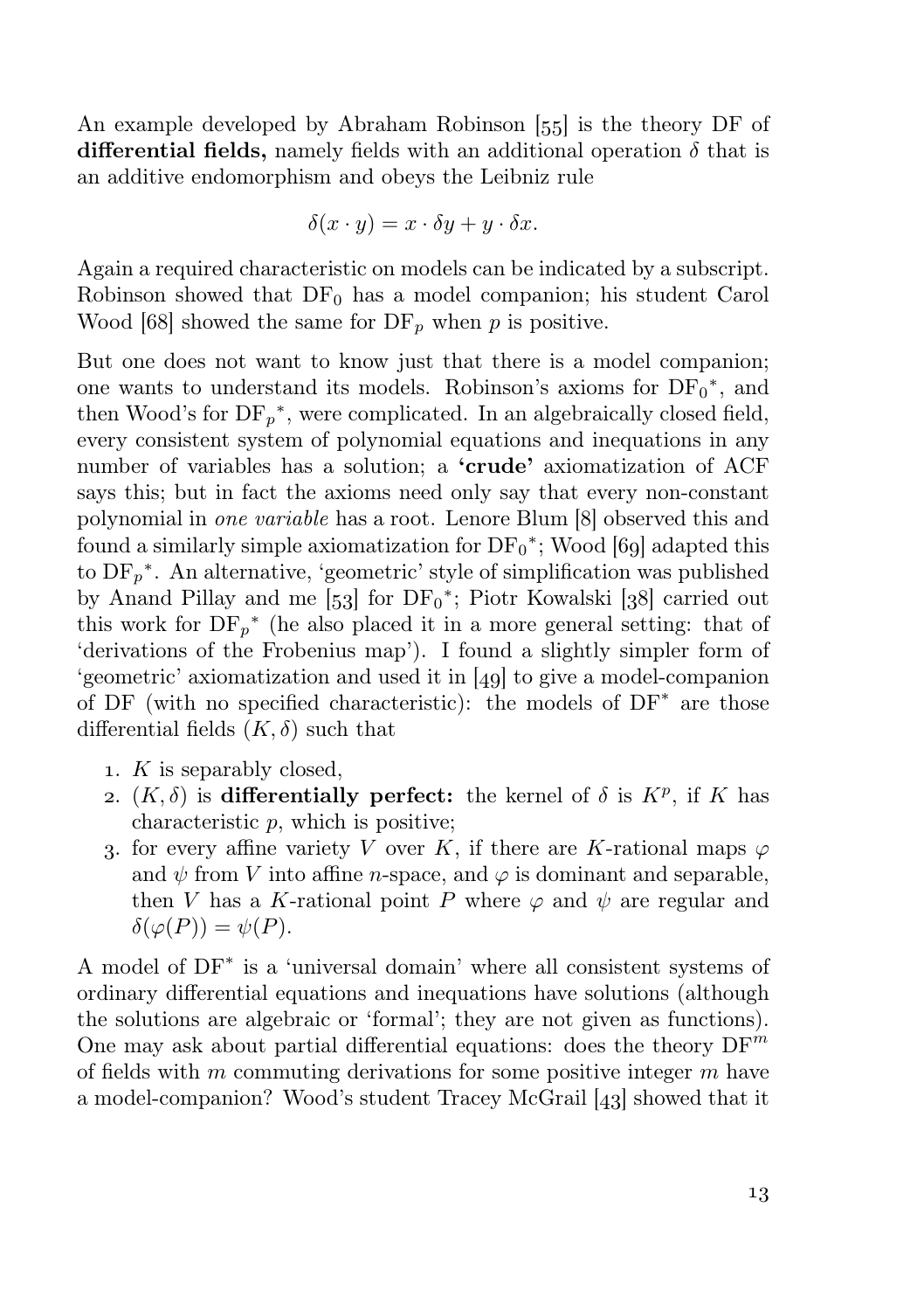An example developed by Abraham Robinson [55] is the theory DF of **differential fields,** namely fields with an additional operation $\delta$ that is an additive endomorphism and obeys the Leibniz rule

$$\delta(x \cdot y) = x \cdot \delta y + y \cdot \delta x.$$

Again a required characteristic on models can be indicated by a subscript. Robinson showed that $\mathrm{DF}_0$ has a model companion; his student Carol Wood [68] showed the same for $\mathrm{DF}_p$ when $p$ is positive.

But one does not want to know just that there is a model companion; one wants to understand its models. Robinson's axioms for ${\mathrm{DF}_0}^*$, and then Wood's for ${\mathrm{DF}_p}^*$, were complicated. In an algebraically closed field, every consistent system of polynomial equations and inequations in any number of variables has a solution; a **'crude'** axiomatization of ACF says this; but in fact the axioms need only say that every non-constant polynomial in *one variable* has a root. Lenore Blum [8] observed this and found a similarly simple axiomatization for ${\mathrm{DF}_0}^*$; Wood [69] adapted this to ${\mathrm{DF}_p}^*$. An alternative, 'geometric' style of simplification was published by Anand Pillay and me [53] for ${\mathrm{DF}_0}^*$; Piotr Kowalski [38] carried out this work for ${\mathrm{DF}_p}^*$ (he also placed it in a more general setting: that of 'derivations of the Frobenius map'). I found a slightly simpler form of 'geometric' axiomatization and used it in [49] to give a model-companion of DF (with no specified characteristic): the models of $\mathrm{DF}^*$ are those differential fields $(K, \delta)$ such that

1. $K$ is separably closed,
2. $(K, \delta)$ is **differentially perfect:** the kernel of $\delta$ is $K^p$, if $K$ has characteristic $p$, which is positive;
3. for every affine variety $V$ over $K$, if there are $K$-rational maps $\varphi$ and $\psi$ from $V$ into affine $n$-space, and $\varphi$ is dominant and separable, then $V$ has a $K$-rational point $P$ where $\varphi$ and $\psi$ are regular and $\delta(\varphi(P)) = \psi(P)$.

A model of $\mathrm{DF}^*$ is a 'universal domain' where all consistent systems of ordinary differential equations and inequations have solutions (although the solutions are algebraic or 'formal'; they are not given as functions). One may ask about partial differential equations: does the theory $\mathrm{DF}^m$ of fields with $m$ commuting derivations for some positive integer $m$ have a model-companion? Wood's student Tracey McGrail [43] showed that it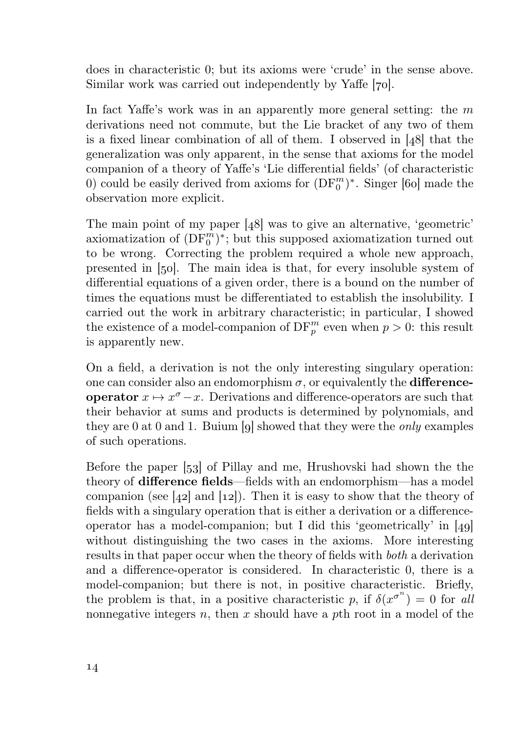does in characteristic 0; but its axioms were 'crude' in the sense above. Similar work was carried out independently by Yaffe [70].

In fact Yaffe's work was in an apparently more general setting: the $m$ derivations need not commute, but the Lie bracket of any two of them is a fixed linear combination of all of them. I observed in [48] that the generalization was only apparent, in the sense that axioms for the model companion of a theory of Yaffe's 'Lie differential fields' (of characteristic 0) could be easily derived from axioms for $(\mathrm{DF}_0^m)^*$. Singer [60] made the observation more explicit.

The main point of my paper [48] was to give an alternative, 'geometric' axiomatization of $(\mathrm{DF}_0^m)^*$; but this supposed axiomatization turned out to be wrong. Correcting the problem required a whole new approach, presented in [50]. The main idea is that, for every insoluble system of differential equations of a given order, there is a bound on the number of times the equations must be differentiated to establish the insolubility. I carried out the work in arbitrary characteristic; in particular, I showed the existence of a model-companion of $\mathrm{DF}_p^m$ even when $p > 0$: this result is apparently new.

On a field, a derivation is not the only interesting singular operation: one can consider also an endomorphism $\sigma$, or equivalently the **difference-operator** $x \mapsto x^\sigma - x$. Derivations and difference-operators are such that their behavior at sums and products is determined by polynomials, and they are 0 at 0 and 1. Buium [9] showed that they were the *only* examples of such operations.

Before the paper [53] of Pillay and me, Hrushovski had shown the the theory of **difference fields**—fields with an endomorphism—has a model companion (see [42] and [12]). Then it is easy to show that the theory of fields with a singular operation that is either a derivation or a difference-operator has a model-companion; but I did this 'geometrically' in [49] without distinguishing the two cases in the axioms. More interesting results in that paper occur when the theory of fields with *both* a derivation and a difference-operator is considered. In characteristic 0, there is a model-companion; but there is not, in positive characteristic. Briefly, the problem is that, in a positive characteristic $p$, if $\delta(x^{\sigma^n}) = 0$ for *all* nonnegative integers $n$, then $x$ should have a $p$th root in a model of the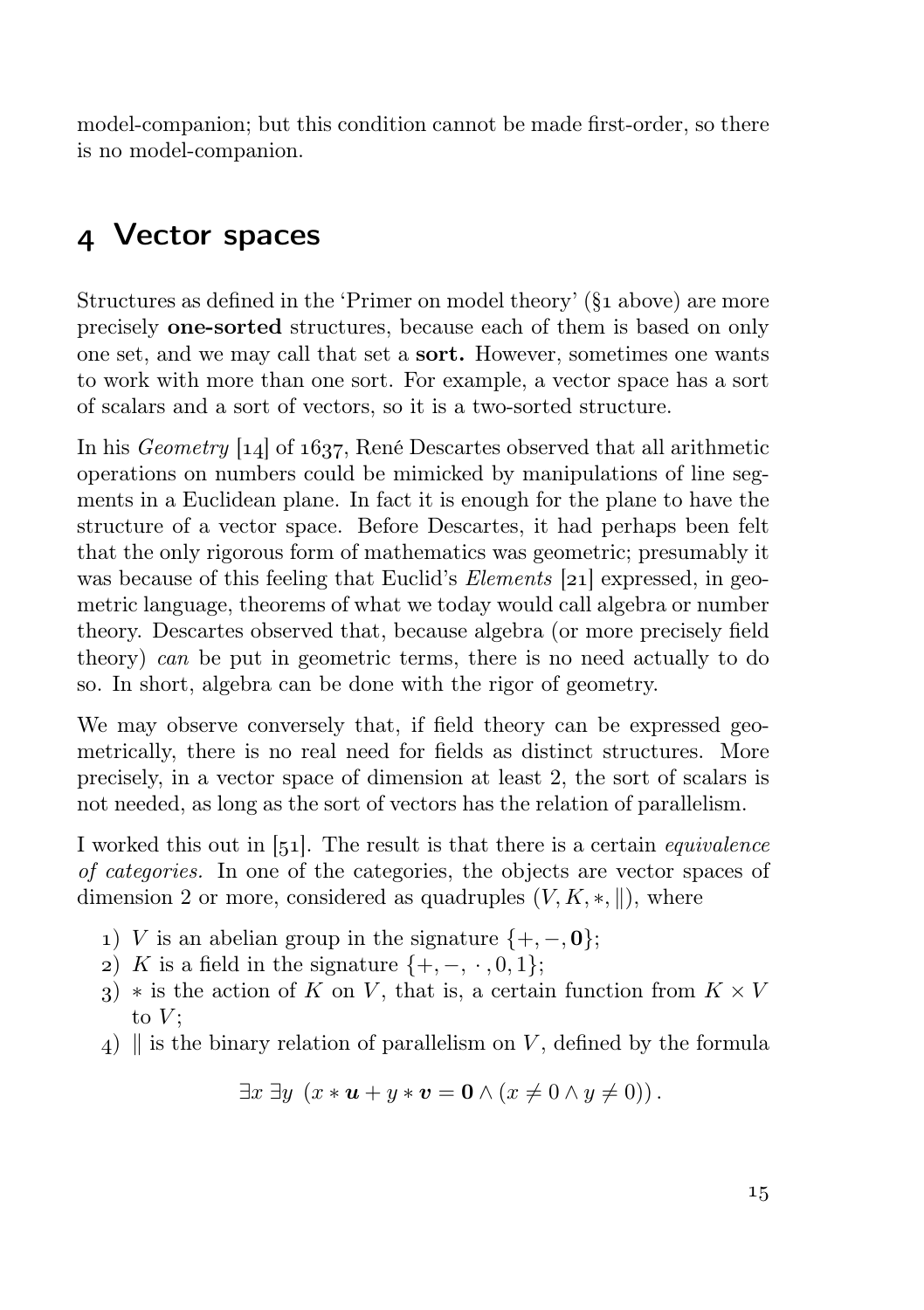model-companion; but this condition cannot be made first-order, so there is no model-companion.

## 4 Vector spaces

Structures as defined in the 'Primer on model theory' (§1 above) are more precisely **one-sorted** structures, because each of them is based on only one set, and we may call that set a **sort.** However, sometimes one wants to work with more than one sort. For example, a vector space has a sort of scalars and a sort of vectors, so it is a two-sorted structure.

In his *Geometry* [14] of 1637, René Descartes observed that all arithmetic operations on numbers could be mimicked by manipulations of line segments in a Euclidean plane. In fact it is enough for the plane to have the structure of a vector space. Before Descartes, it had perhaps been felt that the only rigorous form of mathematics was geometric; presumably it was because of this feeling that Euclid's *Elements* [21] expressed, in geometric language, theorems of what we today would call algebra or number theory. Descartes observed that, because algebra (or more precisely field theory) *can* be put in geometric terms, there is no need actually to do so. In short, algebra can be done with the rigor of geometry.

We may observe conversely that, if field theory can be expressed geometrically, there is no real need for fields as distinct structures. More precisely, in a vector space of dimension at least 2, the sort of scalars is not needed, as long as the sort of vectors has the relation of parallelism.

I worked this out in [51]. The result is that there is a certain *equivalence of categories.* In one of the categories, the objects are vector spaces of dimension 2 or more, considered as quadruples $(V, K, *, \|)$, where

1) $V$ is an abelian group in the signature $\{+, -, \mathbf{0}\}$;
2) $K$ is a field in the signature $\{+, -, \cdot, 0, 1\}$;
3) $*$ is the action of $K$ on $V$, that is, a certain function from $K \times V$ to $V$;
4) $\|$ is the binary relation of parallelism on $V$, defined by the formula

$$\exists x\ \exists y\ (x * \boldsymbol{u} + y * \boldsymbol{v} = \mathbf{0} \wedge (x \neq 0 \wedge y \neq 0)).$$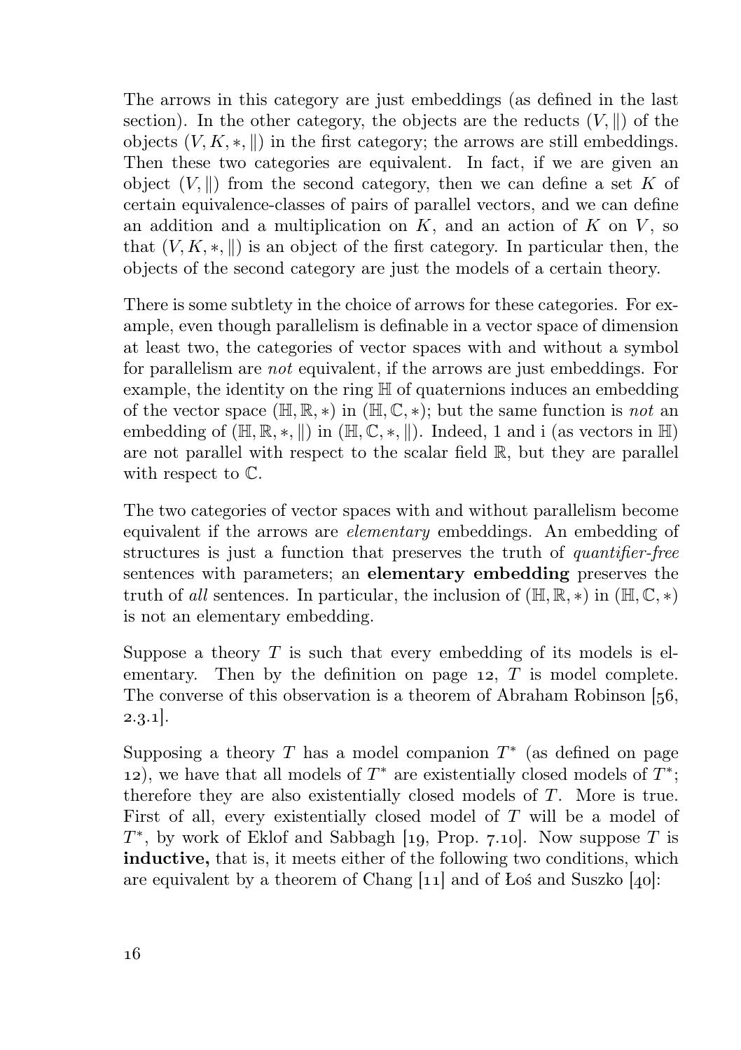The arrows in this category are just embeddings (as defined in the last section). In the other category, the objects are the reducts $(V, \|)$ of the objects $(V, K, *, \|)$ in the first category; the arrows are still embeddings. Then these two categories are equivalent. In fact, if we are given an object $(V, \|)$ from the second category, then we can define a set $K$ of certain equivalence-classes of pairs of parallel vectors, and we can define an addition and a multiplication on $K$, and an action of $K$ on $V$, so that $(V, K, *, \|)$ is an object of the first category. In particular then, the objects of the second category are just the models of a certain theory.

There is some subtlety in the choice of arrows for these categories. For example, even though parallelism is definable in a vector space of dimension at least two, the categories of vector spaces with and without a symbol for parallelism are *not* equivalent, if the arrows are just embeddings. For example, the identity on the ring $\mathbb{H}$ of quaternions induces an embedding of the vector space $(\mathbb{H}, \mathbb{R}, *)$ in $(\mathbb{H}, \mathbb{C}, *)$; but the same function is *not* an embedding of $(\mathbb{H}, \mathbb{R}, *, \|)$ in $(\mathbb{H}, \mathbb{C}, *, \|)$. Indeed, 1 and i (as vectors in $\mathbb{H}$) are not parallel with respect to the scalar field $\mathbb{R}$, but they are parallel with respect to $\mathbb{C}$.

The two categories of vector spaces with and without parallelism become equivalent if the arrows are *elementary* embeddings. An embedding of structures is just a function that preserves the truth of *quantifier-free* sentences with parameters; an **elementary embedding** preserves the truth of *all* sentences. In particular, the inclusion of $(\mathbb{H}, \mathbb{R}, *)$ in $(\mathbb{H}, \mathbb{C}, *)$ is not an elementary embedding.

Suppose a theory $T$ is such that every embedding of its models is elementary. Then by the definition on page 12, $T$ is model complete. The converse of this observation is a theorem of Abraham Robinson [56, 2.3.1].

Supposing a theory $T$ has a model companion $T^*$ (as defined on page 12), we have that all models of $T^*$ are existentially closed models of $T^*$; therefore they are also existentially closed models of $T$. More is true. First of all, every existentially closed model of $T$ will be a model of $T^*$, by work of Eklof and Sabbagh [19, Prop. 7.10]. Now suppose $T$ is **inductive,** that is, it meets either of the following two conditions, which are equivalent by a theorem of Chang [11] and of Łoś and Suszko [40]: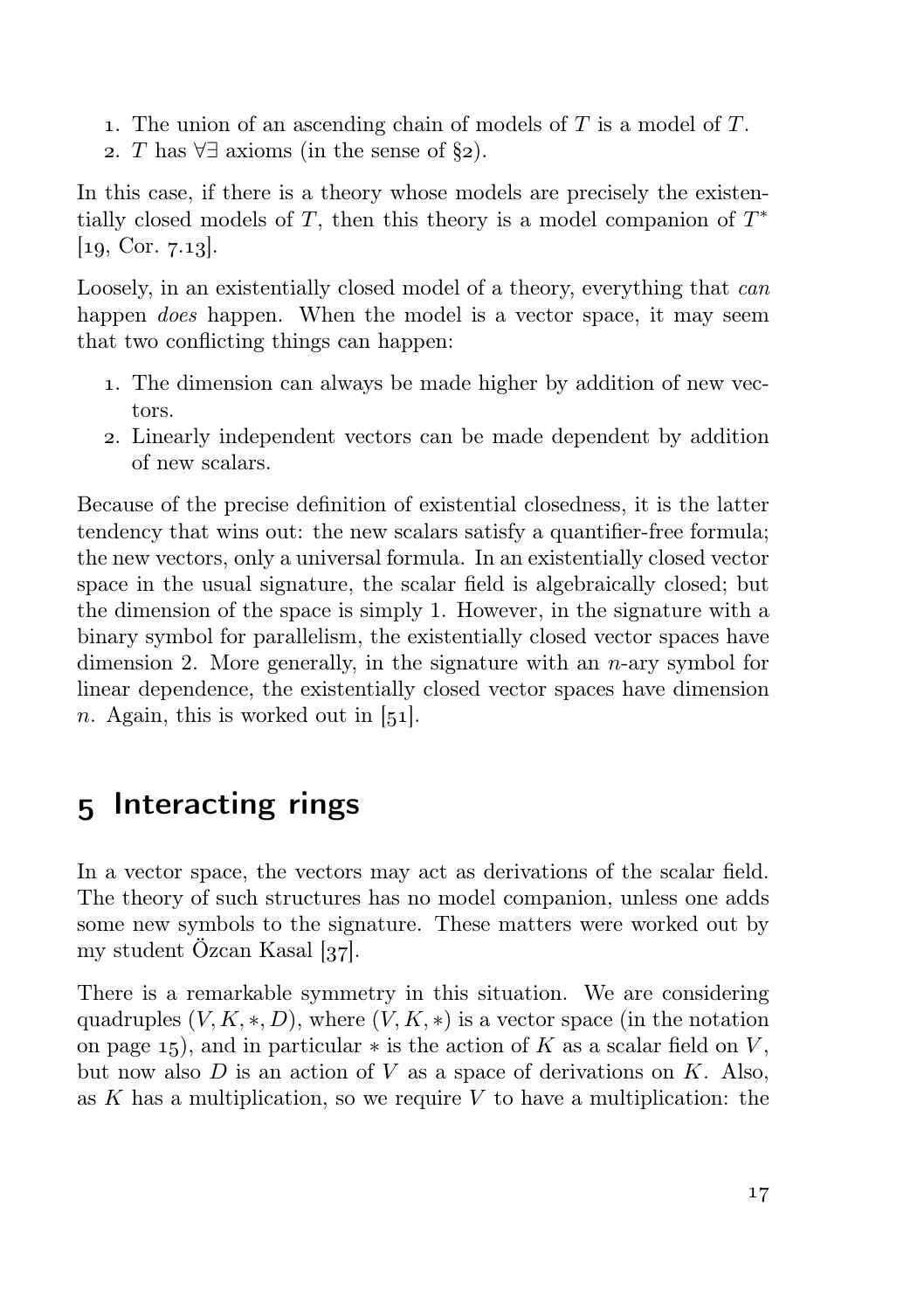1. The union of an ascending chain of models of $T$ is a model of $T$.
2. $T$ has $\forall\exists$ axioms (in the sense of §2).

In this case, if there is a theory whose models are precisely the existentially closed models of $T$, then this theory is a model companion of $T^*$ [19, Cor. 7.13].

Loosely, in an existentially closed model of a theory, everything that *can* happen *does* happen. When the model is a vector space, it may seem that two conflicting things can happen:

1. The dimension can always be made higher by addition of new vectors.
2. Linearly independent vectors can be made dependent by addition of new scalars.

Because of the precise definition of existential closedness, it is the latter tendency that wins out: the new scalars satisfy a quantifier-free formula; the new vectors, only a universal formula. In an existentially closed vector space in the usual signature, the scalar field is algebraically closed; but the dimension of the space is simply 1. However, in the signature with a binary symbol for parallelism, the existentially closed vector spaces have dimension 2. More generally, in the signature with an $n$-ary symbol for linear dependence, the existentially closed vector spaces have dimension $n$. Again, this is worked out in [51].

## 5 Interacting rings

In a vector space, the vectors may act as derivations of the scalar field. The theory of such structures has no model companion, unless one adds some new symbols to the signature. These matters were worked out by my student Özcan Kasal [37].

There is a remarkable symmetry in this situation. We are considering quadruples $(V, K, *, D)$, where $(V, K, *)$ is a vector space (in the notation on page 15), and in particular $*$ is the action of $K$ as a scalar field on $V$, but now also $D$ is an action of $V$ as a space of derivations on $K$. Also, as $K$ has a multiplication, so we require $V$ to have a multiplication: the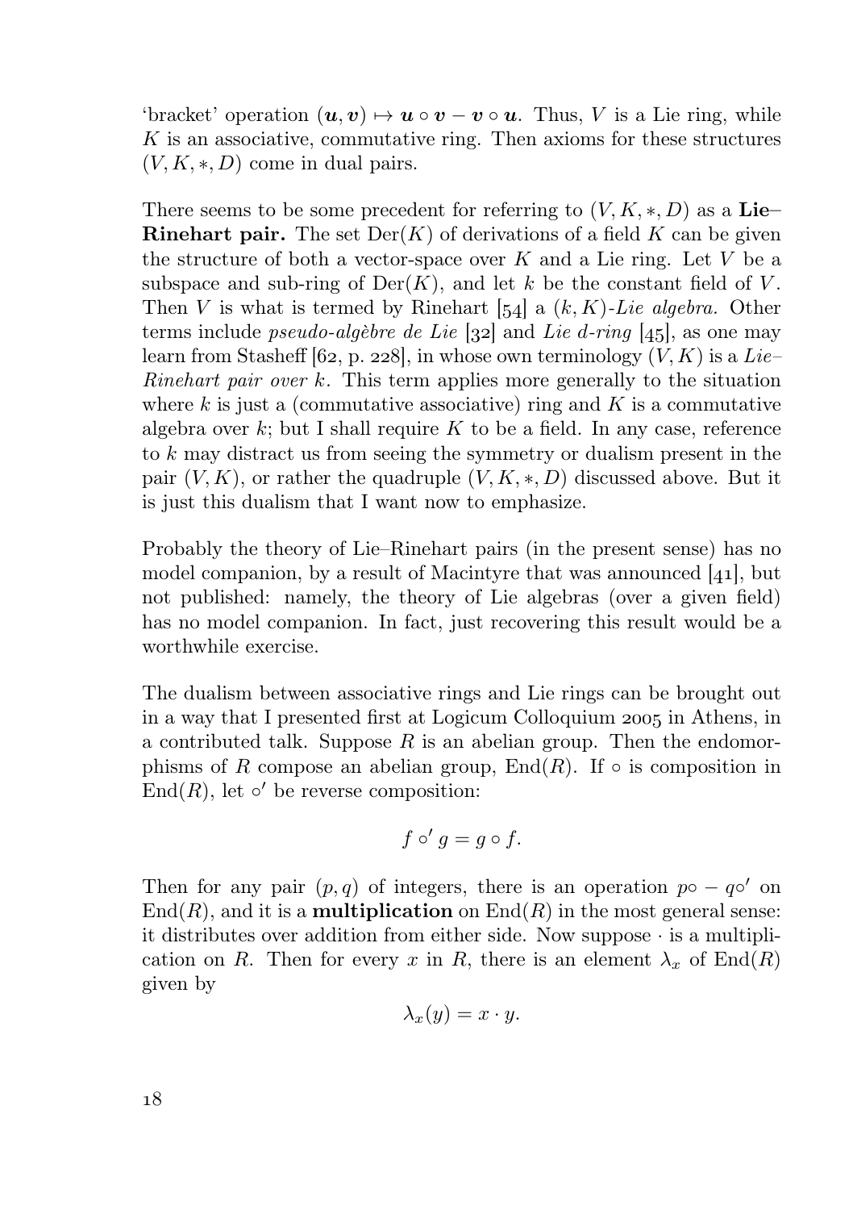'bracket' operation $(\boldsymbol{u}, \boldsymbol{v}) \mapsto \boldsymbol{u} \circ \boldsymbol{v} - \boldsymbol{v} \circ \boldsymbol{u}$. Thus, $V$ is a Lie ring, while $K$ is an associative, commutative ring. Then axioms for these structures $(V, K, *, D)$ come in dual pairs.

There seems to be some precedent for referring to $(V, K, *, D)$ as a **Lie–Rinehart pair.** The set $\operatorname{Der}(K)$ of derivations of a field $K$ can be given the structure of both a vector-space over $K$ and a Lie ring. Let $V$ be a subspace and sub-ring of $\operatorname{Der}(K)$, and let $k$ be the constant field of $V$. Then $V$ is what is termed by Rinehart [54] a $(k, K)$-*Lie algebra.* Other terms include *pseudo-algèbre de Lie* [32] and *Lie d-ring* [45], as one may learn from Stasheff [62, p. 228], in whose own terminology $(V, K)$ is a *Lie–Rinehart pair over $k$.* This term applies more generally to the situation where $k$ is just a (commutative associative) ring and $K$ is a commutative algebra over $k$; but I shall require $K$ to be a field. In any case, reference to $k$ may distract us from seeing the symmetry or dualism present in the pair $(V, K)$, or rather the quadruple $(V, K, *, D)$ discussed above. But it is just this dualism that I want now to emphasize.

Probably the theory of Lie–Rinehart pairs (in the present sense) has no model companion, by a result of Macintyre that was announced [41], but not published: namely, the theory of Lie algebras (over a given field) has no model companion. In fact, just recovering this result would be a worthwhile exercise.

The dualism between associative rings and Lie rings can be brought out in a way that I presented first at Logicum Colloquium 2005 in Athens, in a contributed talk. Suppose $R$ is an abelian group. Then the endomorphisms of $R$ compose an abelian group, $\operatorname{End}(R)$. If $\circ$ is composition in $\operatorname{End}(R)$, let $\circ'$ be reverse composition:

$$f \circ' g = g \circ f.$$

Then for any pair $(p, q)$ of integers, there is an operation $p\circ - q\circ'$ on $\operatorname{End}(R)$, and it is a **multiplication** on $\operatorname{End}(R)$ in the most general sense: it distributes over addition from either side. Now suppose $\cdot$ is a multiplication on $R$. Then for every $x$ in $R$, there is an element $\lambda_x$ of $\operatorname{End}(R)$ given by

$$\lambda_x(y) = x \cdot y.$$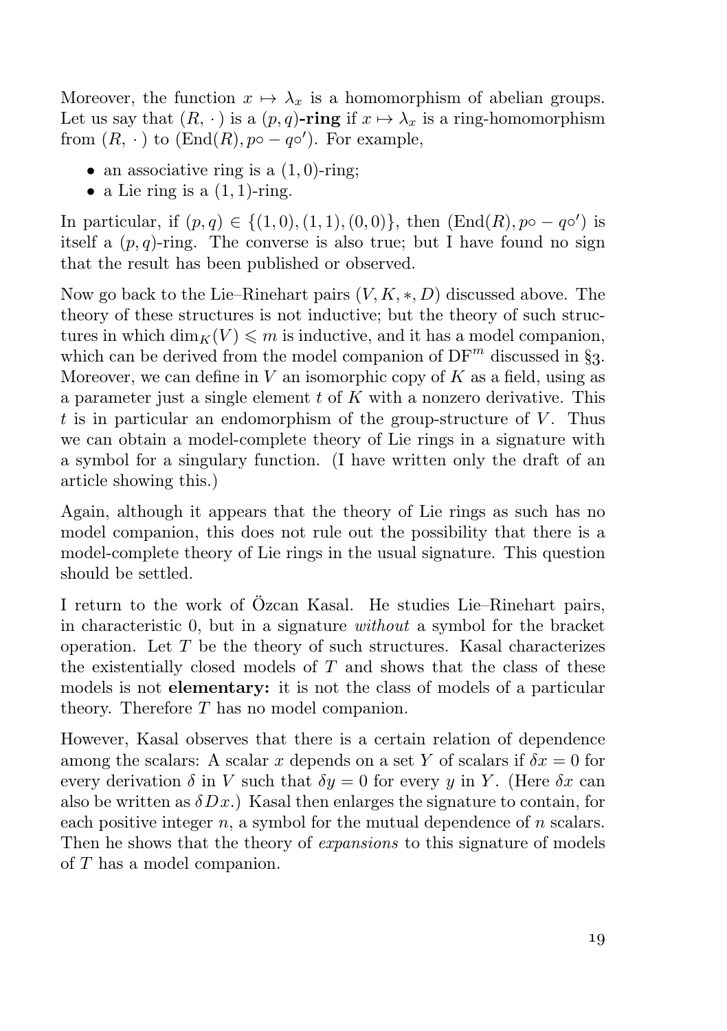Moreover, the function $x \mapsto \lambda_x$ is a homomorphism of abelian groups. Let us say that $(R, \cdot)$ is a **$(p, q)$-ring** if $x \mapsto \lambda_x$ is a ring-homomorphism from $(R, \cdot)$ to $(\mathrm{End}(R), p\circ - q\circ')$. For example,

- an associative ring is a $(1, 0)$-ring;
- a Lie ring is a $(1, 1)$-ring.

In particular, if $(p, q) \in \{(1, 0), (1, 1), (0, 0)\}$, then $(\mathrm{End}(R), p\circ - q\circ')$ is itself a $(p, q)$-ring. The converse is also true; but I have found no sign that the result has been published or observed.

Now go back to the Lie–Rinehart pairs $(V, K, *, D)$ discussed above. The theory of these structures is not inductive; but the theory of such structures in which $\dim_K(V) \leqslant m$ is inductive, and it has a model companion, which can be derived from the model companion of $\mathrm{DF}^m$ discussed in §3. Moreover, we can define in $V$ an isomorphic copy of $K$ as a field, using as a parameter just a single element $t$ of $K$ with a nonzero derivative. This $t$ is in particular an endomorphism of the group-structure of $V$. Thus we can obtain a model-complete theory of Lie rings in a signature with a symbol for a singulary function. (I have written only the draft of an article showing this.)

Again, although it appears that the theory of Lie rings as such has no model companion, this does not rule out the possibility that there is a model-complete theory of Lie rings in the usual signature. This question should be settled.

I return to the work of Özcan Kasal. He studies Lie–Rinehart pairs, in characteristic 0, but in a signature *without* a symbol for the bracket operation. Let $T$ be the theory of such structures. Kasal characterizes the existentially closed models of $T$ and shows that the class of these models is not **elementary:** it is not the class of models of a particular theory. Therefore $T$ has no model companion.

However, Kasal observes that there is a certain relation of dependence among the scalars: A scalar $x$ depends on a set $Y$ of scalars if $\delta x = 0$ for every derivation $\delta$ in $V$ such that $\delta y = 0$ for every $y$ in $Y$. (Here $\delta x$ can also be written as $\delta Dx$.) Kasal then enlarges the signature to contain, for each positive integer $n$, a symbol for the mutual dependence of $n$ scalars. Then he shows that the theory of *expansions* to this signature of models of $T$ has a model companion.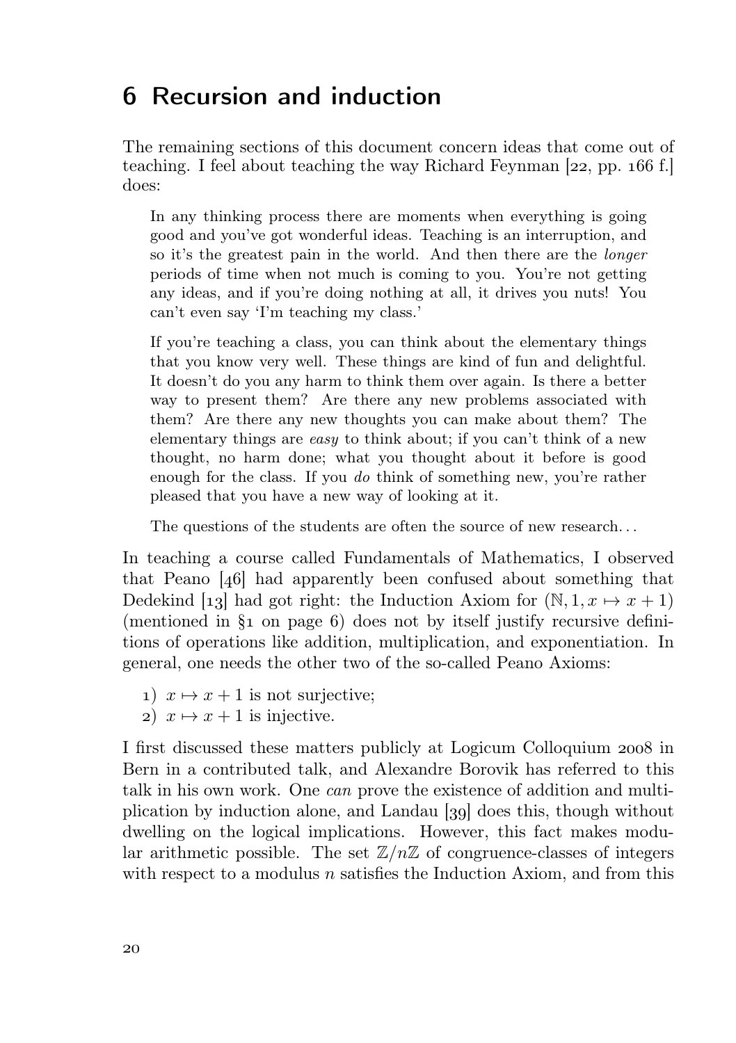# 6 Recursion and induction

The remaining sections of this document concern ideas that come out of teaching. I feel about teaching the way Richard Feynman [22, pp. 166 f.] does:

> In any thinking process there are moments when everything is going good and you've got wonderful ideas. Teaching is an interruption, and so it's the greatest pain in the world. And then there are the *longer* periods of time when not much is coming to you. You're not getting any ideas, and if you're doing nothing at all, it drives you nuts! You can't even say 'I'm teaching my class.'
>
> If you're teaching a class, you can think about the elementary things that you know very well. These things are kind of fun and delightful. It doesn't do you any harm to think them over again. Is there a better way to present them? Are there any new problems associated with them? Are there any new thoughts you can make about them? The elementary things are *easy* to think about; if you can't think of a new thought, no harm done; what you thought about it before is good enough for the class. If you *do* think of something new, you're rather pleased that you have a new way of looking at it.
>
> The questions of the students are often the source of new research...

In teaching a course called Fundamentals of Mathematics, I observed that Peano [46] had apparently been confused about something that Dedekind [13] had got right: the Induction Axiom for $(\mathbb{N}, 1, x \mapsto x + 1)$ (mentioned in §1 on page 6) does not by itself justify recursive definitions of operations like addition, multiplication, and exponentiation. In general, one needs the other two of the so-called Peano Axioms:

1) $x \mapsto x + 1$ is not surjective;
2) $x \mapsto x + 1$ is injective.

I first discussed these matters publicly at Logicum Colloquium 2008 in Bern in a contributed talk, and Alexandre Borovik has referred to this talk in his own work. One *can* prove the existence of addition and multiplication by induction alone, and Landau [39] does this, though without dwelling on the logical implications. However, this fact makes modular arithmetic possible. The set $\mathbb{Z}/n\mathbb{Z}$ of congruence-classes of integers with respect to a modulus $n$ satisfies the Induction Axiom, and from this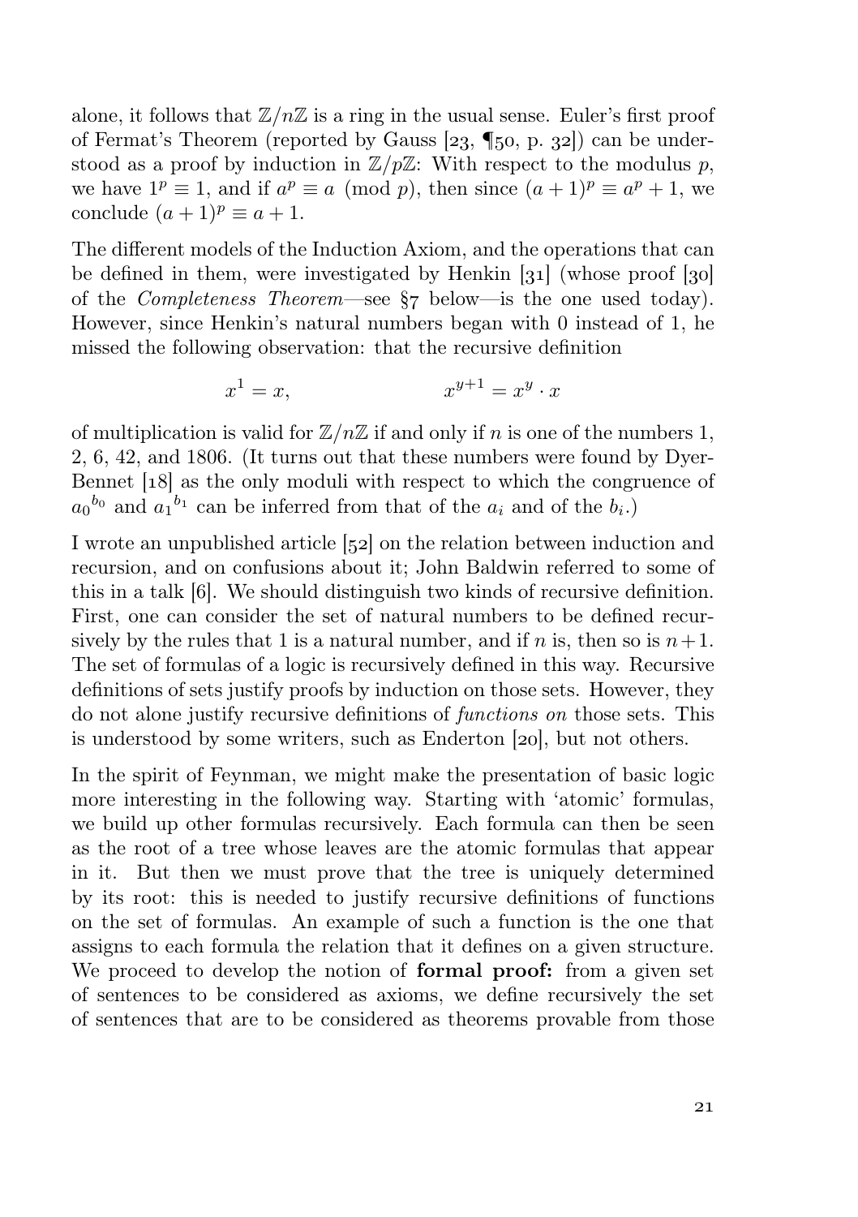alone, it follows that $\mathbb{Z}/n\mathbb{Z}$ is a ring in the usual sense. Euler's first proof of Fermat's Theorem (reported by Gauss [23, ¶50, p. 32]) can be understood as a proof by induction in $\mathbb{Z}/p\mathbb{Z}$: With respect to the modulus $p$, we have $1^p \equiv 1$, and if $a^p \equiv a \pmod{p}$, then since $(a+1)^p \equiv a^p + 1$, we conclude $(a+1)^p \equiv a+1$.

The different models of the Induction Axiom, and the operations that can be defined in them, were investigated by Henkin [31] (whose proof [30] of the *Completeness Theorem*—see §7 below—is the one used today). However, since Henkin's natural numbers began with 0 instead of 1, he missed the following observation: that the recursive definition

$$x^1 = x, \qquad\qquad x^{y+1} = x^y \cdot x$$

of multiplication is valid for $\mathbb{Z}/n\mathbb{Z}$ if and only if $n$ is one of the numbers 1, 2, 6, 42, and 1806. (It turns out that these numbers were found by Dyer-Bennet [18] as the only moduli with respect to which the congruence of ${a_0}^{b_0}$ and ${a_1}^{b_1}$ can be inferred from that of the $a_i$ and of the $b_i$.)

I wrote an unpublished article [52] on the relation between induction and recursion, and on confusions about it; John Baldwin referred to some of this in a talk [6]. We should distinguish two kinds of recursive definition. First, one can consider the set of natural numbers to be defined recursively by the rules that 1 is a natural number, and if $n$ is, then so is $n+1$. The set of formulas of a logic is recursively defined in this way. Recursive definitions of sets justify proofs by induction on those sets. However, they do not alone justify recursive definitions of *functions on* those sets. This is understood by some writers, such as Enderton [20], but not others.

In the spirit of Feynman, we might make the presentation of basic logic more interesting in the following way. Starting with 'atomic' formulas, we build up other formulas recursively. Each formula can then be seen as the root of a tree whose leaves are the atomic formulas that appear in it. But then we must prove that the tree is uniquely determined by its root: this is needed to justify recursive definitions of functions on the set of formulas. An example of such a function is the one that assigns to each formula the relation that it defines on a given structure. We proceed to develop the notion of **formal proof:** from a given set of sentences to be considered as axioms, we define recursively the set of sentences that are to be considered as theorems provable from those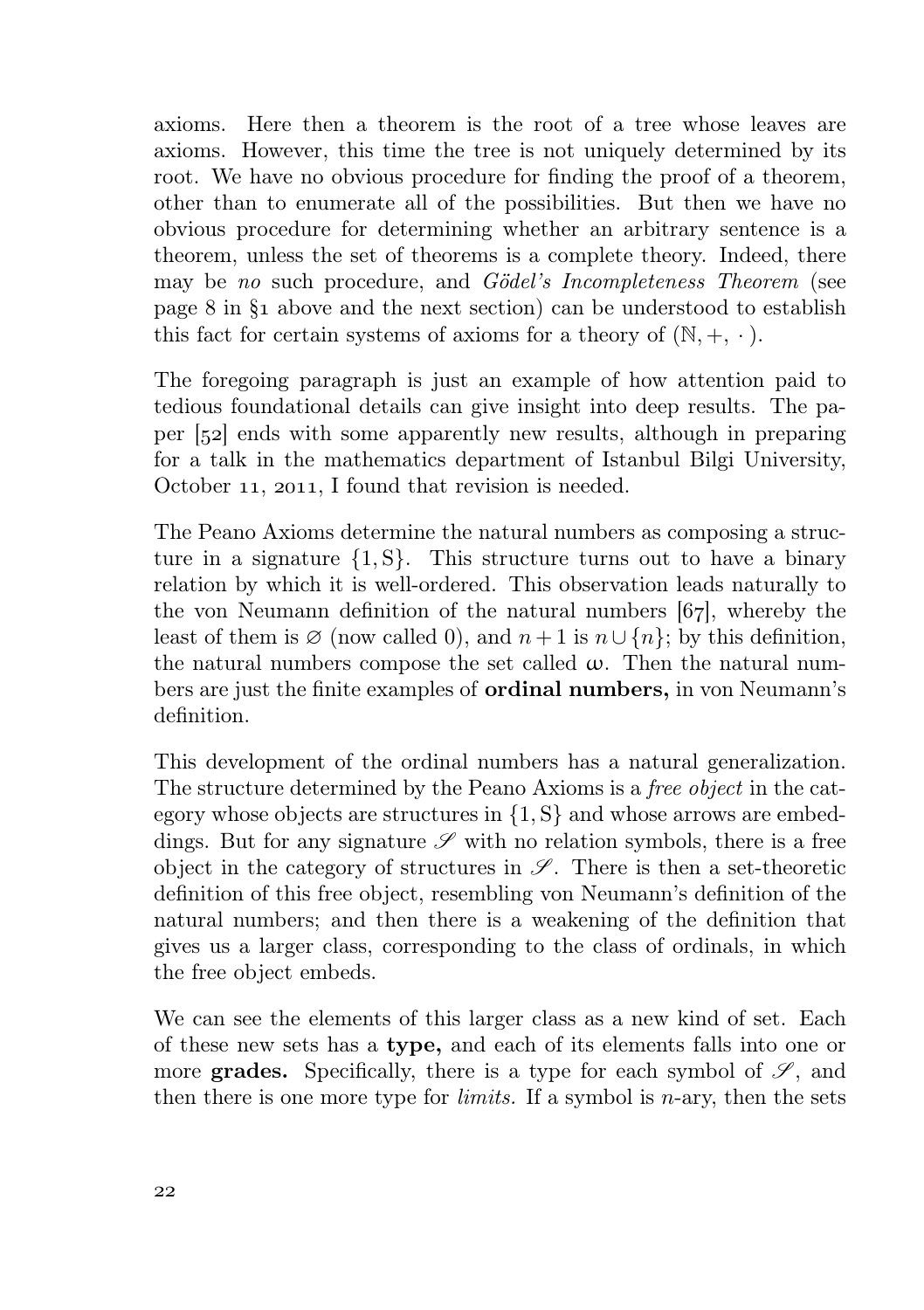axioms. Here then a theorem is the root of a tree whose leaves are axioms. However, this time the tree is not uniquely determined by its root. We have no obvious procedure for finding the proof of a theorem, other than to enumerate all of the possibilities. But then we have no obvious procedure for determining whether an arbitrary sentence is a theorem, unless the set of theorems is a complete theory. Indeed, there may be *no* such procedure, and *Gödel's Incompleteness Theorem* (see page 8 in §1 above and the next section) can be understood to establish this fact for certain systems of axioms for a theory of $(\mathbb{N}, +, \cdot)$.

The foregoing paragraph is just an example of how attention paid to tedious foundational details can give insight into deep results. The paper [52] ends with some apparently new results, although in preparing for a talk in the mathematics department of Istanbul Bilgi University, October 11, 2011, I found that revision is needed.

The Peano Axioms determine the natural numbers as composing a structure in a signature $\{1, \mathrm{S}\}$. This structure turns out to have a binary relation by which it is well-ordered. This observation leads naturally to the von Neumann definition of the natural numbers [67], whereby the least of them is $\varnothing$ (now called 0), and $n+1$ is $n \cup \{n\}$; by this definition, the natural numbers compose the set called $\omega$. Then the natural numbers are just the finite examples of **ordinal numbers,** in von Neumann's definition.

This development of the ordinal numbers has a natural generalization. The structure determined by the Peano Axioms is a *free object* in the category whose objects are structures in $\{1, \mathrm{S}\}$ and whose arrows are embeddings. But for any signature $\mathscr{S}$ with no relation symbols, there is a free object in the category of structures in $\mathscr{S}$. There is then a set-theoretic definition of this free object, resembling von Neumann's definition of the natural numbers; and then there is a weakening of the definition that gives us a larger class, corresponding to the class of ordinals, in which the free object embeds.

We can see the elements of this larger class as a new kind of set. Each of these new sets has a **type,** and each of its elements falls into one or more **grades.** Specifically, there is a type for each symbol of $\mathscr{S}$, and then there is one more type for *limits.* If a symbol is $n$-ary, then the sets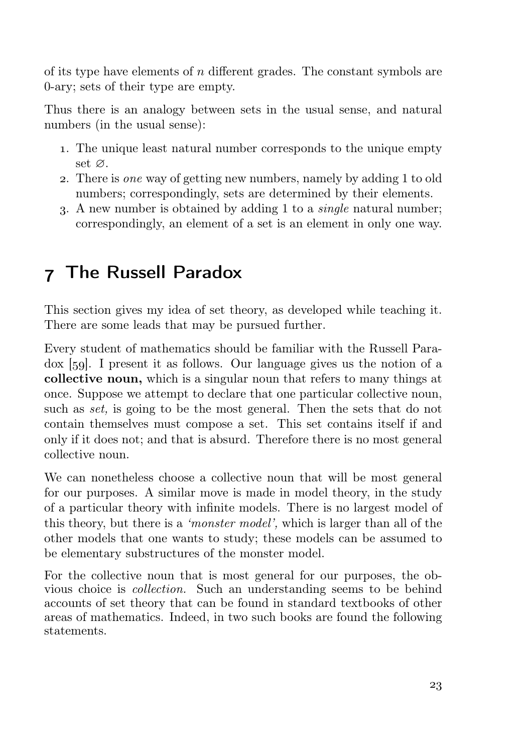of its type have elements of $n$ different grades. The constant symbols are 0-ary; sets of their type are empty.

Thus there is an analogy between sets in the usual sense, and natural numbers (in the usual sense):

1. The unique least natural number corresponds to the unique empty set $\varnothing$.
2. There is *one* way of getting new numbers, namely by adding 1 to old numbers; correspondingly, sets are determined by their elements.
3. A new number is obtained by adding 1 to a *single* natural number; correspondingly, an element of a set is an element in only one way.

# 7 The Russell Paradox

This section gives my idea of set theory, as developed while teaching it. There are some leads that may be pursued further.

Every student of mathematics should be familiar with the Russell Paradox [59]. I present it as follows. Our language gives us the notion of a **collective noun,** which is a singular noun that refers to many things at once. Suppose we attempt to declare that one particular collective noun, such as *set,* is going to be the most general. Then the sets that do not contain themselves must compose a set. This set contains itself if and only if it does not; and that is absurd. Therefore there is no most general collective noun.

We can nonetheless choose a collective noun that will be most general for our purposes. A similar move is made in model theory, in the study of a particular theory with infinite models. There is no largest model of this theory, but there is a *'monster model',* which is larger than all of the other models that one wants to study; these models can be assumed to be elementary substructures of the monster model.

For the collective noun that is most general for our purposes, the obvious choice is *collection.* Such an understanding seems to be behind accounts of set theory that can be found in standard textbooks of other areas of mathematics. Indeed, in two such books are found the following statements.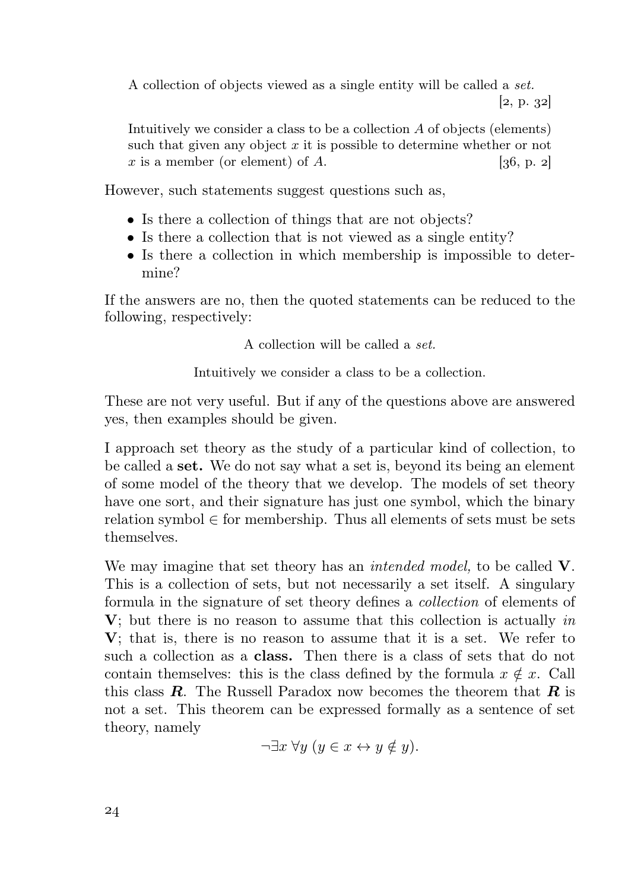> A collection of objects viewed as a single entity will be called a *set.*
> [2, p. 32]

> Intuitively we consider a class to be a collection $A$ of objects (elements) such that given any object $x$ it is possible to determine whether or not $x$ is a member (or element) of $A$. [36, p. 2]

However, such statements suggest questions such as,

- Is there a collection of things that are not objects?
- Is there a collection that is not viewed as a single entity?
- Is there a collection in which membership is impossible to determine?

If the answers are no, then the quoted statements can be reduced to the following, respectively:

> A collection will be called a *set.*

> Intuitively we consider a class to be a collection.

These are not very useful. But if any of the questions above are answered yes, then examples should be given.

I approach set theory as the study of a particular kind of collection, to be called a **set.** We do not say what a set is, beyond its being an element of some model of the theory that we develop. The models of set theory have one sort, and their signature has just one symbol, which the binary relation symbol $\in$ for membership. Thus all elements of sets must be sets themselves.

We may imagine that set theory has an *intended model,* to be called $\mathbf{V}$. This is a collection of sets, but not necessarily a set itself. A singulary formula in the signature of set theory defines a *collection* of elements of $\mathbf{V}$; but there is no reason to assume that this collection is actually *in* $\mathbf{V}$; that is, there is no reason to assume that it is a set. We refer to such a collection as a **class.** Then there is a class of sets that do not contain themselves: this is the class defined by the formula $x \notin x$. Call this class $\boldsymbol{R}$. The Russell Paradox now becomes the theorem that $\boldsymbol{R}$ is not a set. This theorem can be expressed formally as a sentence of set theory, namely

$$\neg\exists x\ \forall y\ (y \in x \leftrightarrow y \notin y).$$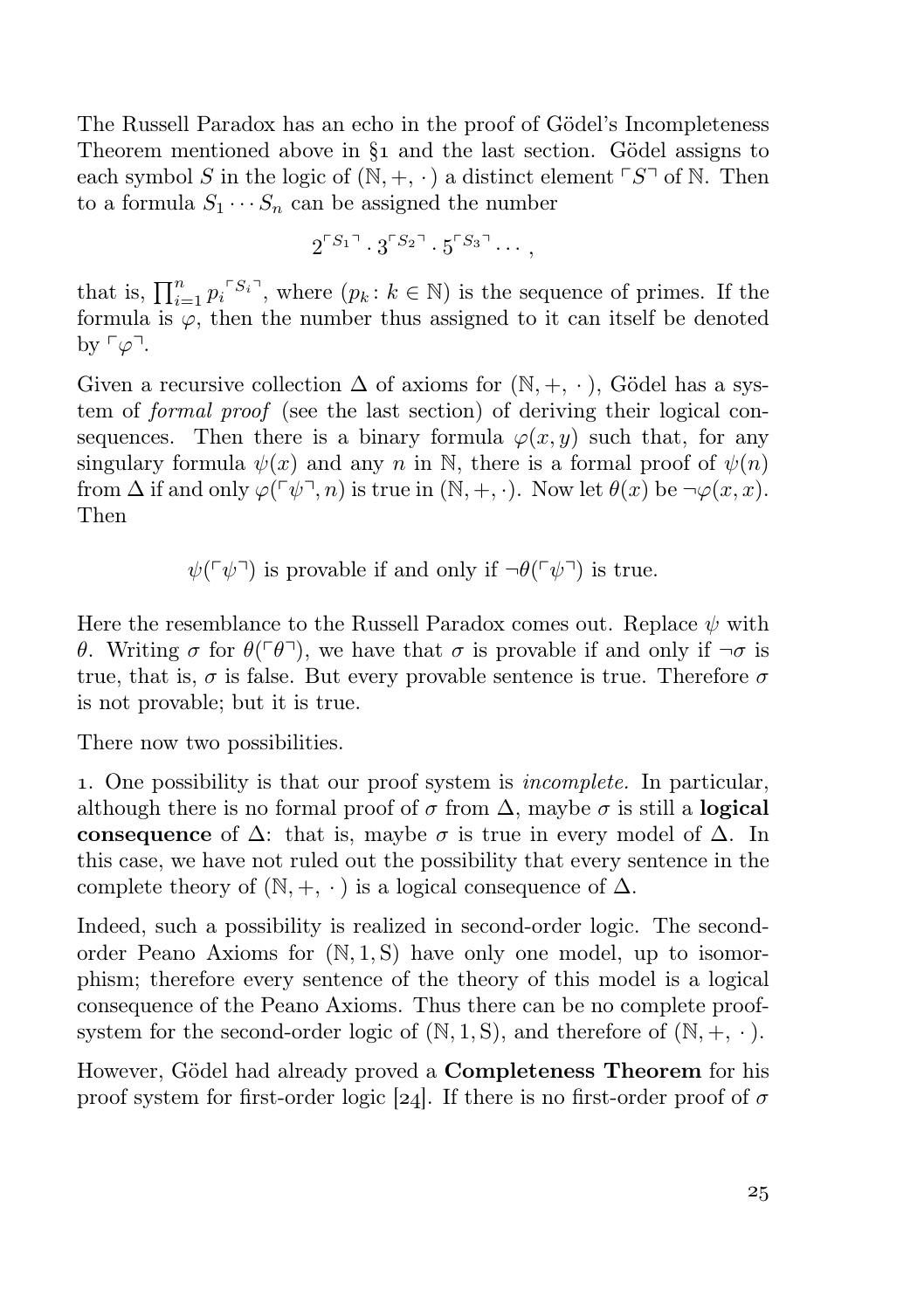The Russell Paradox has an echo in the proof of Gödel's Incompleteness Theorem mentioned above in §1 and the last section. Gödel assigns to each symbol $S$ in the logic of $(\mathbb{N}, +, \cdot)$ a distinct element $\ulcorner S \urcorner$ of $\mathbb{N}$. Then to a formula $S_1 \cdots S_n$ can be assigned the number

$$2^{\ulcorner S_1 \urcorner} \cdot 3^{\ulcorner S_2 \urcorner} \cdot 5^{\ulcorner S_3 \urcorner} \cdots,$$

that is, $\prod_{i=1}^{n} {p_i}^{\ulcorner S_i \urcorner}$, where $(p_k \colon k \in \mathbb{N})$ is the sequence of primes. If the formula is $\varphi$, then the number thus assigned to it can itself be denoted by $\ulcorner \varphi \urcorner$.

Given a recursive collection $\Delta$ of axioms for $(\mathbb{N}, +, \cdot)$, Gödel has a system of *formal proof* (see the last section) of deriving their logical consequences. Then there is a binary formula $\varphi(x, y)$ such that, for any singulary formula $\psi(x)$ and any $n$ in $\mathbb{N}$, there is a formal proof of $\psi(n)$ from $\Delta$ if and only $\varphi(\ulcorner \psi \urcorner, n)$ is true in $(\mathbb{N}, +, \cdot)$. Now let $\theta(x)$ be $\neg\varphi(x, x)$. Then

$$\psi(\ulcorner \psi \urcorner) \text{ is provable if and only if } \neg\theta(\ulcorner \psi \urcorner) \text{ is true.}$$

Here the resemblance to the Russell Paradox comes out. Replace $\psi$ with $\theta$. Writing $\sigma$ for $\theta(\ulcorner \theta \urcorner)$, we have that $\sigma$ is provable if and only if $\neg\sigma$ is true, that is, $\sigma$ is false. But every provable sentence is true. Therefore $\sigma$ is not provable; but it is true.

There now two possibilities.

1. One possibility is that our proof system is *incomplete.* In particular, although there is no formal proof of $\sigma$ from $\Delta$, maybe $\sigma$ is still a **logical consequence** of $\Delta$: that is, maybe $\sigma$ is true in every model of $\Delta$. In this case, we have not ruled out the possibility that every sentence in the complete theory of $(\mathbb{N}, +, \cdot)$ is a logical consequence of $\Delta$.

Indeed, such a possibility is realized in second-order logic. The second-order Peano Axioms for $(\mathbb{N}, 1, \mathrm{S})$ have only one model, up to isomorphism; therefore every sentence of the theory of this model is a logical consequence of the Peano Axioms. Thus there can be no complete proof-system for the second-order logic of $(\mathbb{N}, 1, \mathrm{S})$, and therefore of $(\mathbb{N}, +, \cdot)$.

However, Gödel had already proved a **Completeness Theorem** for his proof system for first-order logic [24]. If there is no first-order proof of $\sigma$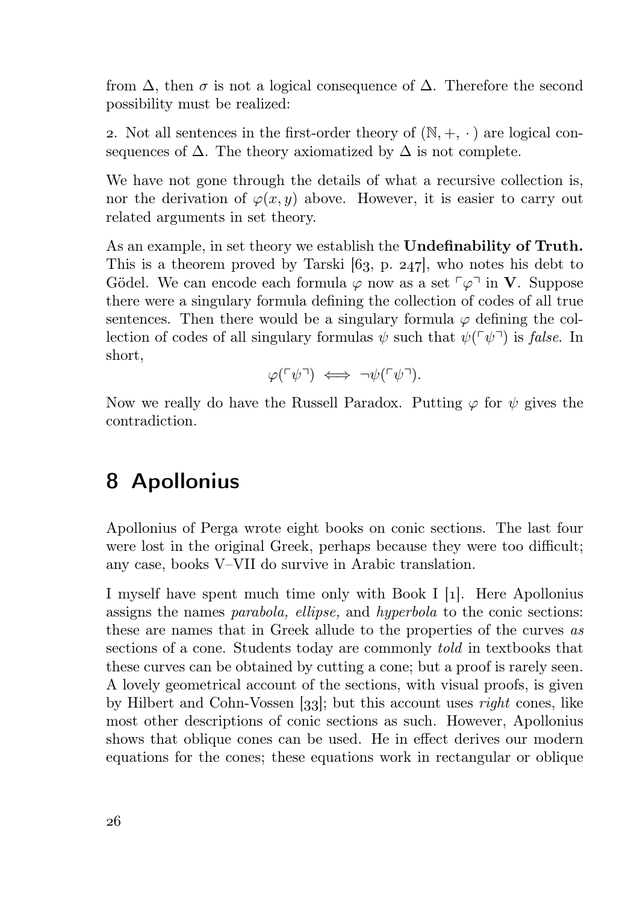from $\Delta$, then $\sigma$ is not a logical consequence of $\Delta$. Therefore the second possibility must be realized:

2. Not all sentences in the first-order theory of $(\mathbb{N}, +, \cdot)$ are logical consequences of $\Delta$. The theory axiomatized by $\Delta$ is not complete.

We have not gone through the details of what a recursive collection is, nor the derivation of $\varphi(x, y)$ above. However, it is easier to carry out related arguments in set theory.

As an example, in set theory we establish the **Undefinability of Truth.** This is a theorem proved by Tarski [63, p. 247], who notes his debt to Gödel. We can encode each formula $\varphi$ now as a set $\ulcorner\varphi\urcorner$ in $\mathbf{V}$. Suppose there were a singulary formula defining the collection of codes of all true sentences. Then there would be a singulary formula $\varphi$ defining the collection of codes of all singulary formulas $\psi$ such that $\psi(\ulcorner\psi\urcorner)$ is *false*. In short,

$$\varphi(\ulcorner\psi\urcorner) \iff \neg\psi(\ulcorner\psi\urcorner).$$

Now we really do have the Russell Paradox. Putting $\varphi$ for $\psi$ gives the contradiction.

## 8 Apollonius

Apollonius of Perga wrote eight books on conic sections. The last four were lost in the original Greek, perhaps because they were too difficult; any case, books V–VII do survive in Arabic translation.

I myself have spent much time only with Book I [1]. Here Apollonius assigns the names *parabola, ellipse,* and *hyperbola* to the conic sections: these are names that in Greek allude to the properties of the curves *as* sections of a cone. Students today are commonly *told* in textbooks that these curves can be obtained by cutting a cone; but a proof is rarely seen. A lovely geometrical account of the sections, with visual proofs, is given by Hilbert and Cohn-Vossen [33]; but this account uses *right* cones, like most other descriptions of conic sections as such. However, Apollonius shows that oblique cones can be used. He in effect derives our modern equations for the cones; these equations work in rectangular or oblique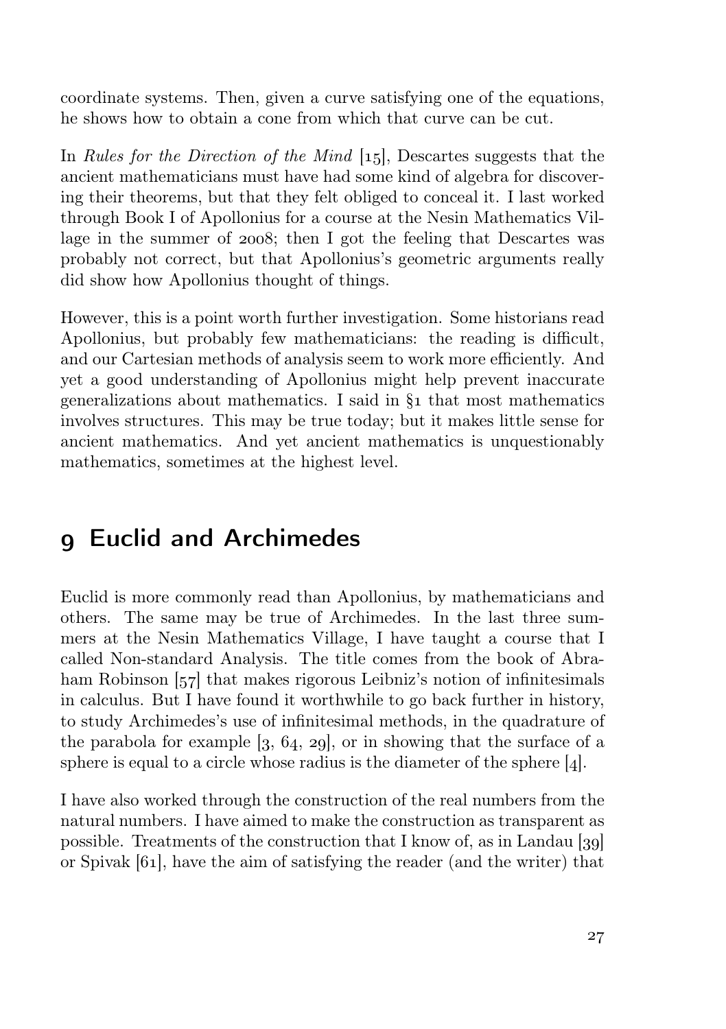coordinate systems. Then, given a curve satisfying one of the equations, he shows how to obtain a cone from which that curve can be cut.

In *Rules for the Direction of the Mind* [15], Descartes suggests that the ancient mathematicians must have had some kind of algebra for discovering their theorems, but that they felt obliged to conceal it. I last worked through Book I of Apollonius for a course at the Nesin Mathematics Village in the summer of 2008; then I got the feeling that Descartes was probably not correct, but that Apollonius's geometric arguments really did show how Apollonius thought of things.

However, this is a point worth further investigation. Some historians read Apollonius, but probably few mathematicians: the reading is difficult, and our Cartesian methods of analysis seem to work more efficiently. And yet a good understanding of Apollonius might help prevent inaccurate generalizations about mathematics. I said in §1 that most mathematics involves structures. This may be true today; but it makes little sense for ancient mathematics. And yet ancient mathematics is unquestionably mathematics, sometimes at the highest level.

## 9 Euclid and Archimedes

Euclid is more commonly read than Apollonius, by mathematicians and others. The same may be true of Archimedes. In the last three summers at the Nesin Mathematics Village, I have taught a course that I called Non-standard Analysis. The title comes from the book of Abraham Robinson [57] that makes rigorous Leibniz's notion of infinitesimals in calculus. But I have found it worthwhile to go back further in history, to study Archimedes's use of infinitesimal methods, in the quadrature of the parabola for example [3, 64, 29], or in showing that the surface of a sphere is equal to a circle whose radius is the diameter of the sphere [4].

I have also worked through the construction of the real numbers from the natural numbers. I have aimed to make the construction as transparent as possible. Treatments of the construction that I know of, as in Landau [39] or Spivak [61], have the aim of satisfying the reader (and the writer) that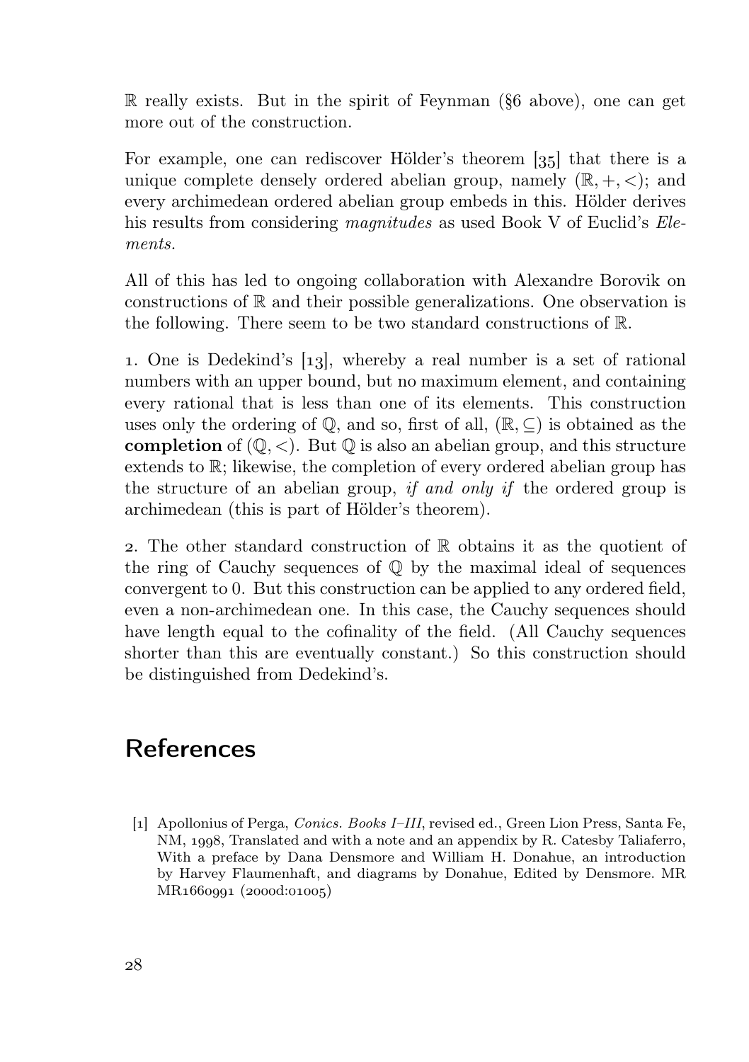$\mathbb{R}$ really exists. But in the spirit of Feynman (§6 above), one can get more out of the construction.

For example, one can rediscover Hölder's theorem [35] that there is a unique complete densely ordered abelian group, namely $(\mathbb{R}, +, <)$; and every archimedean ordered abelian group embeds in this. Hölder derives his results from considering *magnitudes* as used Book V of Euclid's *Elements.*

All of this has led to ongoing collaboration with Alexandre Borovik on constructions of $\mathbb{R}$ and their possible generalizations. One observation is the following. There seem to be two standard constructions of $\mathbb{R}$.

1. One is Dedekind's [13], whereby a real number is a set of rational numbers with an upper bound, but no maximum element, and containing every rational that is less than one of its elements. This construction uses only the ordering of $\mathbb{Q}$, and so, first of all, $(\mathbb{R}, \subseteq)$ is obtained as the **completion** of $(\mathbb{Q}, <)$. But $\mathbb{Q}$ is also an abelian group, and this structure extends to $\mathbb{R}$; likewise, the completion of every ordered abelian group has the structure of an abelian group, *if and only if* the ordered group is archimedean (this is part of Hölder's theorem).

2. The other standard construction of $\mathbb{R}$ obtains it as the quotient of the ring of Cauchy sequences of $\mathbb{Q}$ by the maximal ideal of sequences convergent to 0. But this construction can be applied to any ordered field, even a non-archimedean one. In this case, the Cauchy sequences should have length equal to the cofinality of the field. (All Cauchy sequences shorter than this are eventually constant.) So this construction should be distinguished from Dedekind's.

## References

[1] Apollonius of Perga, *Conics. Books I–III*, revised ed., Green Lion Press, Santa Fe, NM, 1998, Translated and with a note and an appendix by R. Catesby Taliaferro, With a preface by Dana Densmore and William H. Donahue, an introduction by Harvey Flaumenhaft, and diagrams by Donahue, Edited by Densmore. MR MR1660991 (2000d:01005)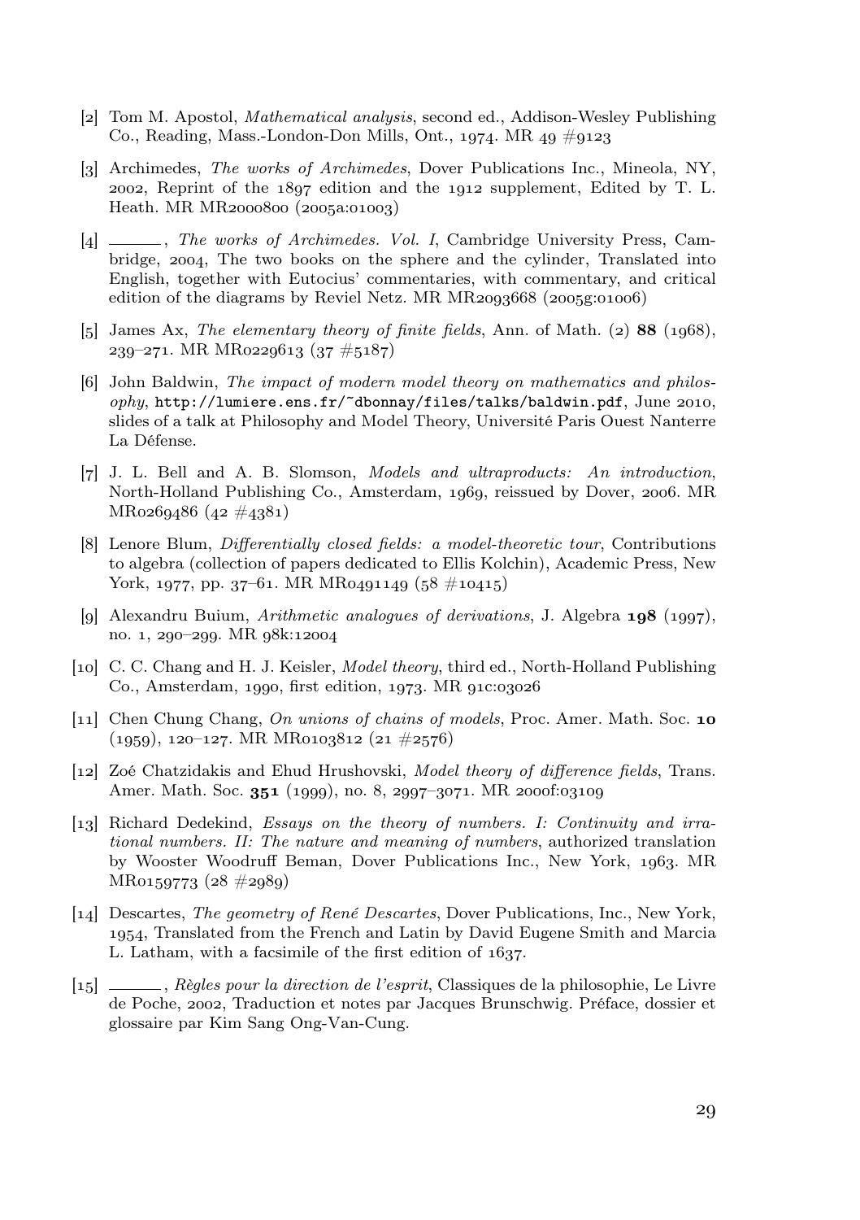[2] Tom M. Apostol, *Mathematical analysis*, second ed., Addison-Wesley Publishing Co., Reading, Mass.-London-Don Mills, Ont., 1974. MR 49 #9123

[3] Archimedes, *The works of Archimedes*, Dover Publications Inc., Mineola, NY, 2002, Reprint of the 1897 edition and the 1912 supplement, Edited by T. L. Heath. MR MR2000800 (2005a:01003)

[4] ———, *The works of Archimedes. Vol. I*, Cambridge University Press, Cambridge, 2004, The two books on the sphere and the cylinder, Translated into English, together with Eutocius' commentaries, with commentary, and critical edition of the diagrams by Reviel Netz. MR MR2093668 (2005g:01006)

[5] James Ax, *The elementary theory of finite fields*, Ann. of Math. (2) **88** (1968), 239–271. MR MR0229613 (37 #5187)

[6] John Baldwin, *The impact of modern model theory on mathematics and philosophy*, http://lumiere.ens.fr/~dbonnay/files/talks/baldwin.pdf, June 2010, slides of a talk at Philosophy and Model Theory, Université Paris Ouest Nanterre La Défense.

[7] J. L. Bell and A. B. Slomson, *Models and ultraproducts: An introduction*, North-Holland Publishing Co., Amsterdam, 1969, reissued by Dover, 2006. MR MR0269486 (42 #4381)

[8] Lenore Blum, *Differentially closed fields: a model-theoretic tour*, Contributions to algebra (collection of papers dedicated to Ellis Kolchin), Academic Press, New York, 1977, pp. 37–61. MR MR0491149 (58 #10415)

[9] Alexandru Buium, *Arithmetic analogues of derivations*, J. Algebra **198** (1997), no. 1, 290–299. MR 98k:12004

[10] C. C. Chang and H. J. Keisler, *Model theory*, third ed., North-Holland Publishing Co., Amsterdam, 1990, first edition, 1973. MR 91c:03026

[11] Chen Chung Chang, *On unions of chains of models*, Proc. Amer. Math. Soc. **10** (1959), 120–127. MR MR0103812 (21 #2576)

[12] Zoé Chatzidakis and Ehud Hrushovski, *Model theory of difference fields*, Trans. Amer. Math. Soc. **351** (1999), no. 8, 2997–3071. MR 2000f:03109

[13] Richard Dedekind, *Essays on the theory of numbers. I: Continuity and irrational numbers. II: The nature and meaning of numbers*, authorized translation by Wooster Woodruff Beman, Dover Publications Inc., New York, 1963. MR MR0159773 (28 #2989)

[14] Descartes, *The geometry of René Descartes*, Dover Publications, Inc., New York, 1954, Translated from the French and Latin by David Eugene Smith and Marcia L. Latham, with a facsimile of the first edition of 1637.

[15] ———, *Règles pour la direction de l'esprit*, Classiques de la philosophie, Le Livre de Poche, 2002, Traduction et notes par Jacques Brunschwig. Préface, dossier et glossaire par Kim Sang Ong-Van-Cung.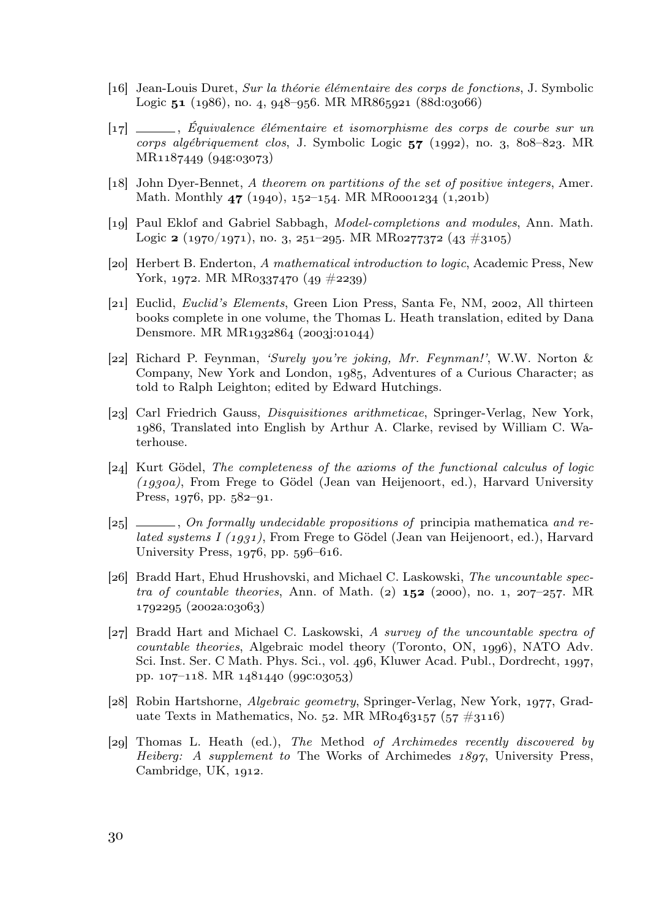[16] Jean-Louis Duret, *Sur la théorie élémentaire des corps de fonctions*, J. Symbolic Logic **51** (1986), no. 4, 948–956. MR MR865921 (88d:03066)

[17] ———, *Équivalence élémentaire et isomorphisme des corps de courbe sur un corps algébriquement clos*, J. Symbolic Logic **57** (1992), no. 3, 808–823. MR MR1187449 (94g:03073)

[18] John Dyer-Bennet, *A theorem on partitions of the set of positive integers*, Amer. Math. Monthly **47** (1940), 152–154. MR MR0001234 (1,201b)

[19] Paul Eklof and Gabriel Sabbagh, *Model-completions and modules*, Ann. Math. Logic **2** (1970/1971), no. 3, 251–295. MR MR0277372 (43 #3105)

[20] Herbert B. Enderton, *A mathematical introduction to logic*, Academic Press, New York, 1972. MR MR0337470 (49 #2239)

[21] Euclid, *Euclid's Elements*, Green Lion Press, Santa Fe, NM, 2002, All thirteen books complete in one volume, the Thomas L. Heath translation, edited by Dana Densmore. MR MR1932864 (2003j:01044)

[22] Richard P. Feynman, *'Surely you're joking, Mr. Feynman!'*, W.W. Norton & Company, New York and London, 1985, Adventures of a Curious Character; as told to Ralph Leighton; edited by Edward Hutchings.

[23] Carl Friedrich Gauss, *Disquisitiones arithmeticae*, Springer-Verlag, New York, 1986, Translated into English by Arthur A. Clarke, revised by William C. Waterhouse.

[24] Kurt Gödel, *The completeness of the axioms of the functional calculus of logic (1930a)*, From Frege to Gödel (Jean van Heijenoort, ed.), Harvard University Press, 1976, pp. 582–91.

[25] ———, *On formally undecidable propositions of* principia mathematica *and related systems I (1931)*, From Frege to Gödel (Jean van Heijenoort, ed.), Harvard University Press, 1976, pp. 596–616.

[26] Bradd Hart, Ehud Hrushovski, and Michael C. Laskowski, *The uncountable spectra of countable theories*, Ann. of Math. (2) **152** (2000), no. 1, 207–257. MR 1792295 (2002a:03063)

[27] Bradd Hart and Michael C. Laskowski, *A survey of the uncountable spectra of countable theories*, Algebraic model theory (Toronto, ON, 1996), NATO Adv. Sci. Inst. Ser. C Math. Phys. Sci., vol. 496, Kluwer Acad. Publ., Dordrecht, 1997, pp. 107–118. MR 1481440 (99c:03053)

[28] Robin Hartshorne, *Algebraic geometry*, Springer-Verlag, New York, 1977, Graduate Texts in Mathematics, No. 52. MR MR0463157 (57 #3116)

[29] Thomas L. Heath (ed.), *The* Method *of Archimedes recently discovered by Heiberg: A supplement to* The Works of Archimedes *1897*, University Press, Cambridge, UK, 1912.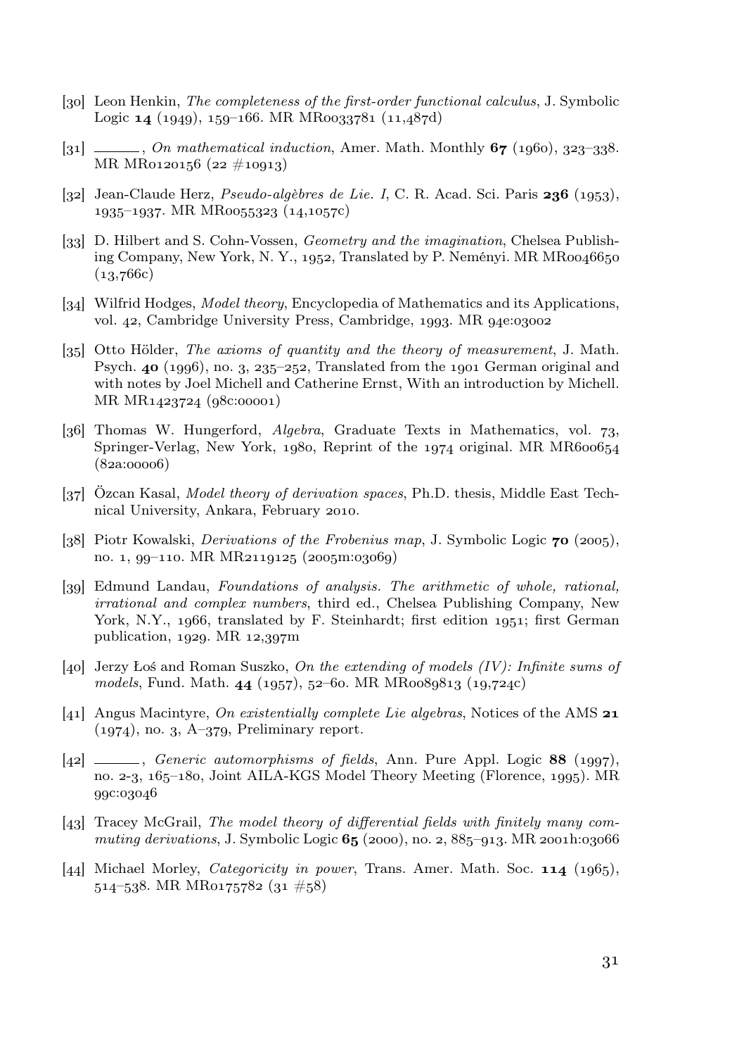[30] Leon Henkin, *The completeness of the first-order functional calculus*, J. Symbolic Logic **14** (1949), 159–166. MR MR0033781 (11,487d)

[31] ———, *On mathematical induction*, Amer. Math. Monthly **67** (1960), 323–338. MR MR0120156 (22 #10913)

[32] Jean-Claude Herz, *Pseudo-algèbres de Lie. I*, C. R. Acad. Sci. Paris **236** (1953), 1935–1937. MR MR0055323 (14,1057c)

[33] D. Hilbert and S. Cohn-Vossen, *Geometry and the imagination*, Chelsea Publishing Company, New York, N. Y., 1952, Translated by P. Neményi. MR MR0046650 (13,766c)

[34] Wilfrid Hodges, *Model theory*, Encyclopedia of Mathematics and its Applications, vol. 42, Cambridge University Press, Cambridge, 1993. MR 94e:03002

[35] Otto Hölder, *The axioms of quantity and the theory of measurement*, J. Math. Psych. **40** (1996), no. 3, 235–252, Translated from the 1901 German original and with notes by Joel Michell and Catherine Ernst, With an introduction by Michell. MR MR1423724 (98c:00001)

[36] Thomas W. Hungerford, *Algebra*, Graduate Texts in Mathematics, vol. 73, Springer-Verlag, New York, 1980, Reprint of the 1974 original. MR MR600654 (82a:00006)

[37] Özcan Kasal, *Model theory of derivation spaces*, Ph.D. thesis, Middle East Technical University, Ankara, February 2010.

[38] Piotr Kowalski, *Derivations of the Frobenius map*, J. Symbolic Logic **70** (2005), no. 1, 99–110. MR MR2119125 (2005m:03069)

[39] Edmund Landau, *Foundations of analysis. The arithmetic of whole, rational, irrational and complex numbers*, third ed., Chelsea Publishing Company, New York, N.Y., 1966, translated by F. Steinhardt; first edition 1951; first German publication, 1929. MR 12,397m

[40] Jerzy Łoś and Roman Suszko, *On the extending of models (IV): Infinite sums of models*, Fund. Math. **44** (1957), 52–60. MR MR0089813 (19,724c)

[41] Angus Macintyre, *On existentially complete Lie algebras*, Notices of the AMS **21** (1974), no. 3, A–379, Preliminary report.

[42] ———, *Generic automorphisms of fields*, Ann. Pure Appl. Logic **88** (1997), no. 2-3, 165–180, Joint AILA-KGS Model Theory Meeting (Florence, 1995). MR 99c:03046

[43] Tracey McGrail, *The model theory of differential fields with finitely many commuting derivations*, J. Symbolic Logic **65** (2000), no. 2, 885–913. MR 2001h:03066

[44] Michael Morley, *Categoricity in power*, Trans. Amer. Math. Soc. **114** (1965), 514–538. MR MR0175782 (31 #58)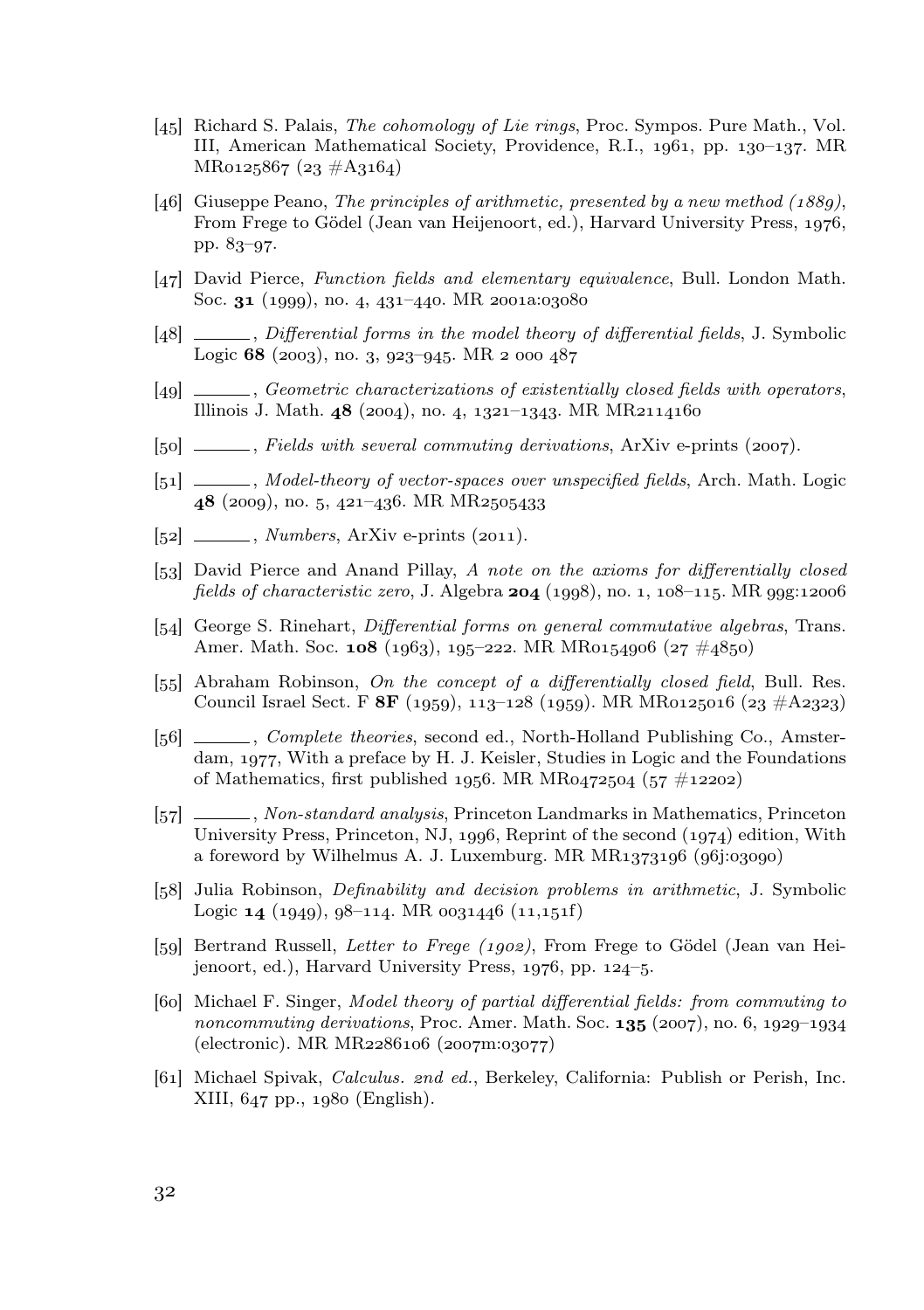[45] Richard S. Palais, *The cohomology of Lie rings*, Proc. Sympos. Pure Math., Vol. III, American Mathematical Society, Providence, R.I., 1961, pp. 130–137. MR MR0125867 (23 #A3164)

[46] Giuseppe Peano, *The principles of arithmetic, presented by a new method (1889)*, From Frege to Gödel (Jean van Heijenoort, ed.), Harvard University Press, 1976, pp. 83–97.

[47] David Pierce, *Function fields and elementary equivalence*, Bull. London Math. Soc. **31** (1999), no. 4, 431–440. MR 2001a:03080

[48] ______, *Differential forms in the model theory of differential fields*, J. Symbolic Logic **68** (2003), no. 3, 923–945. MR 2 000 487

[49] ______, *Geometric characterizations of existentially closed fields with operators*, Illinois J. Math. **48** (2004), no. 4, 1321–1343. MR MR2114160

[50] ______, *Fields with several commuting derivations*, ArXiv e-prints (2007).

[51] ______, *Model-theory of vector-spaces over unspecified fields*, Arch. Math. Logic **48** (2009), no. 5, 421–436. MR MR2505433

[52] ______, *Numbers*, ArXiv e-prints (2011).

[53] David Pierce and Anand Pillay, *A note on the axioms for differentially closed fields of characteristic zero*, J. Algebra **204** (1998), no. 1, 108–115. MR 99g:12006

[54] George S. Rinehart, *Differential forms on general commutative algebras*, Trans. Amer. Math. Soc. **108** (1963), 195–222. MR MR0154906 (27 #4850)

[55] Abraham Robinson, *On the concept of a differentially closed field*, Bull. Res. Council Israel Sect. F **8F** (1959), 113–128 (1959). MR MR0125016 (23 #A2323)

[56] ______, *Complete theories*, second ed., North-Holland Publishing Co., Amsterdam, 1977, With a preface by H. J. Keisler, Studies in Logic and the Foundations of Mathematics, first published 1956. MR MR0472504 (57 #12202)

[57] ______, *Non-standard analysis*, Princeton Landmarks in Mathematics, Princeton University Press, Princeton, NJ, 1996, Reprint of the second (1974) edition, With a foreword by Wilhelmus A. J. Luxemburg. MR MR1373196 (96j:03090)

[58] Julia Robinson, *Definability and decision problems in arithmetic*, J. Symbolic Logic **14** (1949), 98–114. MR 0031446 (11,151f)

[59] Bertrand Russell, *Letter to Frege (1902)*, From Frege to Gödel (Jean van Heijenoort, ed.), Harvard University Press, 1976, pp. 124–5.

[60] Michael F. Singer, *Model theory of partial differential fields: from commuting to noncommuting derivations*, Proc. Amer. Math. Soc. **135** (2007), no. 6, 1929–1934 (electronic). MR MR2286106 (2007m:03077)

[61] Michael Spivak, *Calculus. 2nd ed.*, Berkeley, California: Publish or Perish, Inc. XIII, 647 pp., 1980 (English).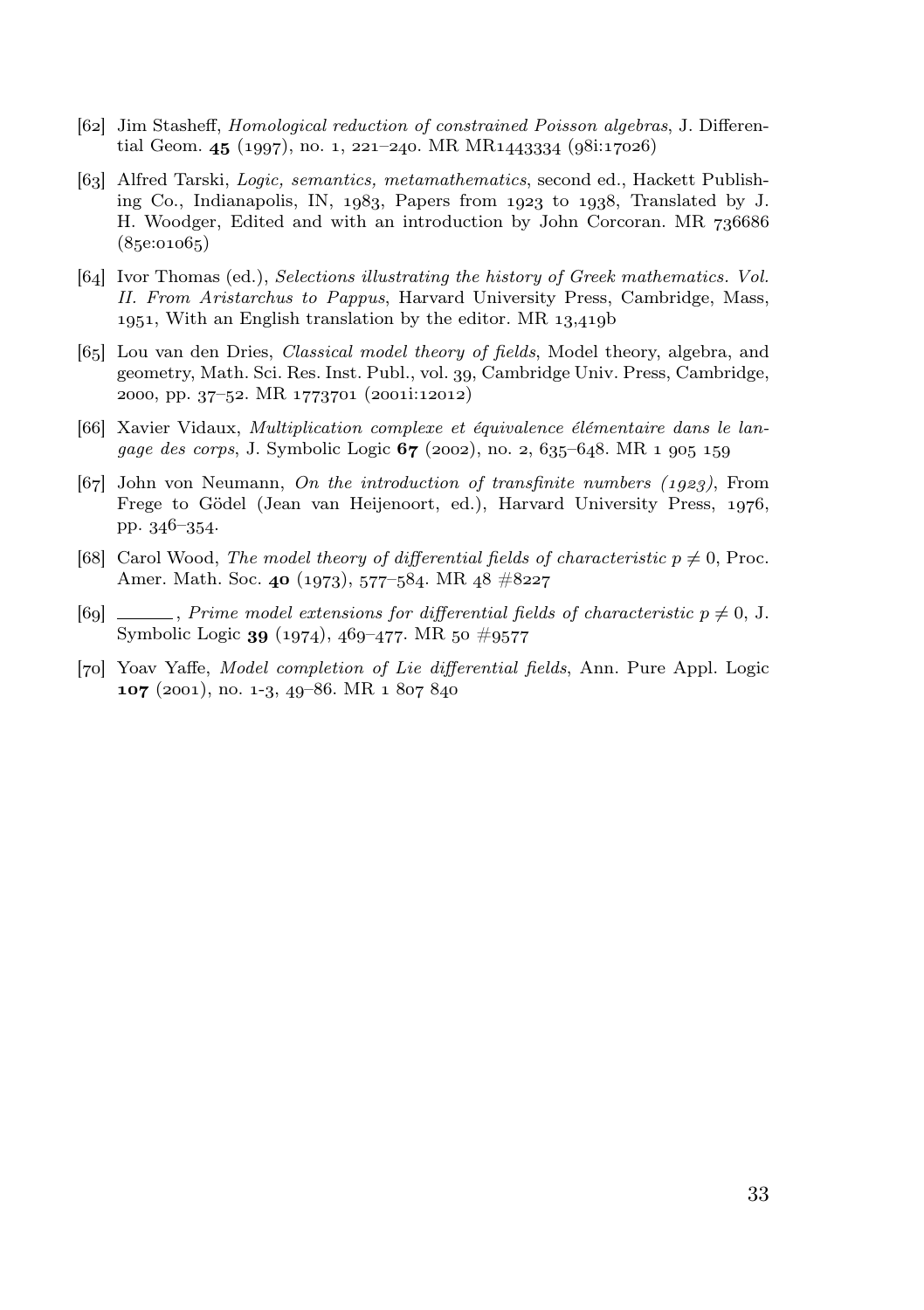[62] Jim Stasheff, *Homological reduction of constrained Poisson algebras*, J. Differential Geom. **45** (1997), no. 1, 221–240. MR MR1443334 (98i:17026)

[63] Alfred Tarski, *Logic, semantics, metamathematics*, second ed., Hackett Publishing Co., Indianapolis, IN, 1983, Papers from 1923 to 1938, Translated by J. H. Woodger, Edited and with an introduction by John Corcoran. MR 736686 (85e:01065)

[64] Ivor Thomas (ed.), *Selections illustrating the history of Greek mathematics. Vol. II. From Aristarchus to Pappus*, Harvard University Press, Cambridge, Mass, 1951, With an English translation by the editor. MR 13,419b

[65] Lou van den Dries, *Classical model theory of fields*, Model theory, algebra, and geometry, Math. Sci. Res. Inst. Publ., vol. 39, Cambridge Univ. Press, Cambridge, 2000, pp. 37–52. MR 1773701 (2001i:12012)

[66] Xavier Vidaux, *Multiplication complexe et équivalence élémentaire dans le langage des corps*, J. Symbolic Logic **67** (2002), no. 2, 635–648. MR 1 905 159

[67] John von Neumann, *On the introduction of transfinite numbers (1923)*, From Frege to Gödel (Jean van Heijenoort, ed.), Harvard University Press, 1976, pp. 346–354.

[68] Carol Wood, *The model theory of differential fields of characteristic $p \neq 0$*, Proc. Amer. Math. Soc. **40** (1973), 577–584. MR 48 #8227

[69] ______, *Prime model extensions for differential fields of characteristic $p \neq 0$*, J. Symbolic Logic **39** (1974), 469–477. MR 50 #9577

[70] Yoav Yaffe, *Model completion of Lie differential fields*, Ann. Pure Appl. Logic **107** (2001), no. 1-3, 49–86. MR 1 807 840